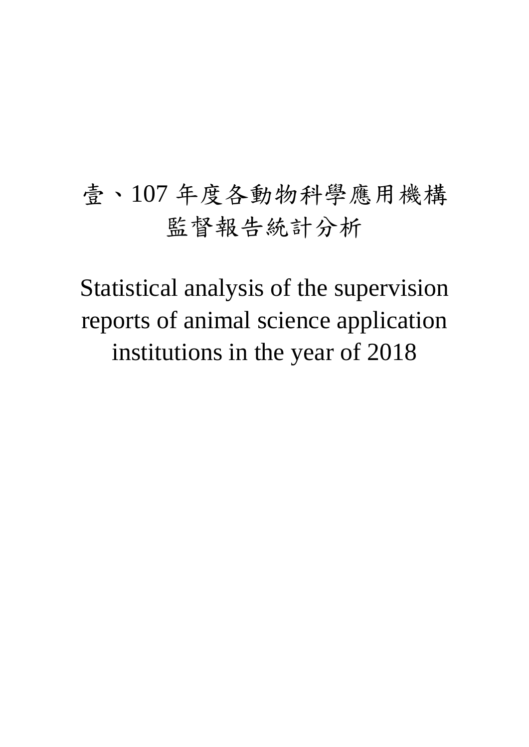# 壹、107 年度各動物科學應用機構監督報告統計分析

# Statistical analysis of the supervision reports of animal science application institutions in the year of 2018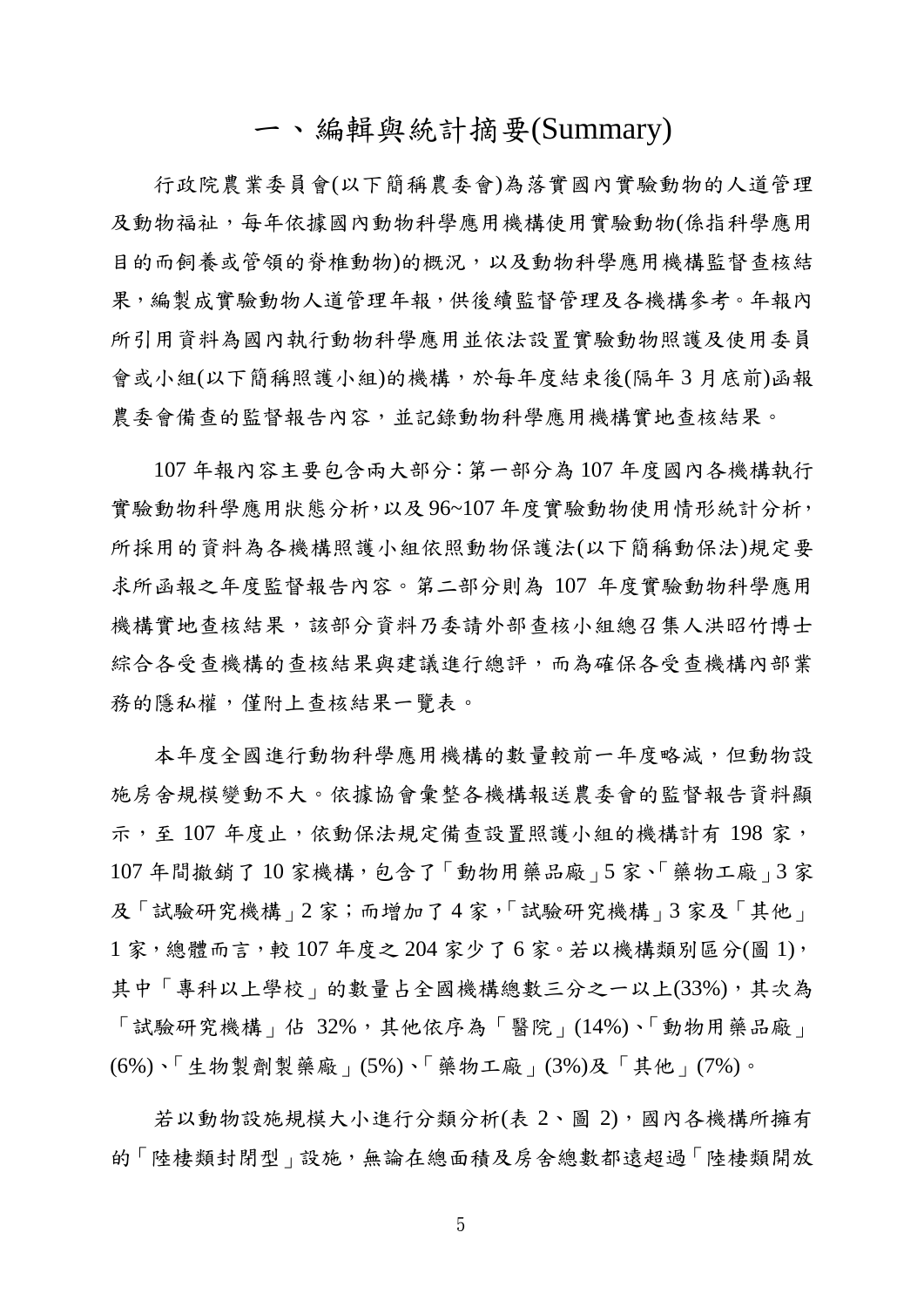# 一、編輯與統計摘要(Summary)

行政院農業委員會(以下簡稱農委會)為落實國內實驗動物的人道管理及動物福祉，每年依據國內動物科學應用機構使用實驗動物(係指科學應用目的而飼養或管領的脊椎動物)的概況，以及動物科學應用機構監督查核結果，編製成實驗動物人道管理年報，供後續監督管理及各機構參考。年報內所引用資料為國內執行動物科學應用並依法設置實驗動物照護及使用委員會或小組(以下簡稱照護小組)的機構，於每年度結束後(隔年 3 月底前)函報農委會備查的監督報告內容，並記錄動物科學應用機構實地查核結果。

107 年報內容主要包含兩大部分：第一部分為 107 年度國內各機構執行實驗動物科學應用狀態分析，以及 96~107 年度實驗動物使用情形統計分析，所採用的資料為各機構照護小組依照動物保護法(以下簡稱動保法)規定要求所函報之年度監督報告內容。第二部分則為 107 年度實驗動物科學應用機構實地查核結果，該部分資料乃委請外部查核小組總召集人洪昭竹博士綜合各受查機構的查核結果與建議進行總評，而為確保各受查機構內部業務的隱私權，僅附上查核結果一覽表。

本年度全國進行動物科學應用機構的數量較前一年度略減，但動物設施房舍規模變動不大。依據協會彙整各機構報送農委會的監督報告資料顯示，至 107 年度止，依動保法規定備查設置照護小組的機構計有 198 家，107 年間撤銷了 10 家機構，包含了「動物用藥品廠」5 家、「藥物工廠」3 家及「試驗研究機構」2 家；而增加了 4 家，「試驗研究機構」3 家及「其他」1 家，總體而言，較 107 年度之 204 家少了 6 家。若以機構類別區分(圖 1)，其中「專科以上學校」的數量占全國機構總數三分之一以上(33%)，其次為「試驗研究機構」佔 32%，其他依序為「醫院」(14%)、「動物用藥品廠」(6%)、「生物製劑製藥廠」(5%)、「藥物工廠」(3%)及「其他」(7%)。

若以動物設施規模大小進行分類分析(表 2、圖 2)，國內各機構所擁有的「陸棲類封閉型」設施，無論在總面積及房舍總數都遠超過「陸棲類開放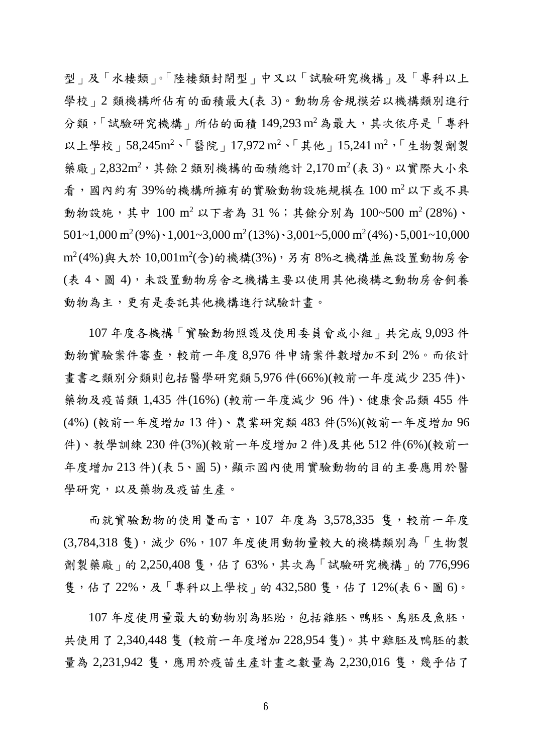型」及「水棲類」。「陸棲類封閉型」中又以「試驗研究機構」及「專科以上學校」2 類機構所佔有的面積最大(表 3)。動物房舍規模若以機構類別進行分類，「試驗研究機構」所佔的面積 149,293 $m^2$ 為最大，其次依序是「專科以上學校」58,245$m^2$、「醫院」17,972 $m^2$、「其他」15,241 $m^2$，「生物製劑製藥廠」2,832$m^2$，其餘 2 類別機構的面積總計 2,170 $m^2$ (表 3)。以實際大小來看，國內約有 39%的機構所擁有的實驗動物設施規模在 100 $m^2$ 以下或不具動物設施，其中 100 $m^2$ 以下者為 31 %；其餘分別為 100~500 $m^2$ (28%)、501~1,000 $m^2$ (9%)、1,001~3,000 $m^2$ (13%)、3,001~5,000 $m^2$ (4%)、5,001~10,000 $m^2$ (4%)與大於 10,001$m^2$(含)的機構(3%)，另有 8%之機構並無設置動物房舍(表 4、圖 4)，未設置動物房舍之機構主要以使用其他機構之動物房舍飼養動物為主，更有是委託其他機構進行試驗計畫。

107 年度各機構「實驗動物照護及使用委員會或小組」共完成 9,093 件動物實驗案件審查，較前一年度 8,976 件申請案件數增加不到 2%。而依計畫書之類別分類則包括醫學研究類 5,976 件(66%)(較前一年度減少 235 件)、藥物及疫苗類 1,435 件(16%) (較前一年度減少 96 件)、健康食品類 455 件(4%) (較前一年度增加 13 件)、農業研究類 483 件(5%)(較前一年度增加 96 件)、教學訓練 230 件(3%)(較前一年度增加 2 件)及其他 512 件(6%)(較前一年度增加 213 件) (表 5、圖 5)，顯示國內使用實驗動物的目的主要應用於醫學研究，以及藥物及疫苗生產。

而就實驗動物的使用量而言，107 年度為 3,578,335 隻，較前一年度(3,784,318 隻)，減少 6%，107 年度使用動物量較大的機構類別為「生物製劑製藥廠」的 2,250,408 隻，佔了 63%，其次為「試驗研究機構」的 776,996 隻，佔了 22%，及「專科以上學校」的 432,580 隻，佔了 12%(表 6、圖 6)。

107 年度使用量最大的動物別為胚胎，包括雞胚、鴨胚、鳥胚及魚胚，共使用了 2,340,448 隻 (較前一年度增加 228,954 隻)。其中雞胚及鴨胚的數量為 2,231,942 隻，應用於疫苗生產計畫之數量為 2,230,016 隻，幾乎佔了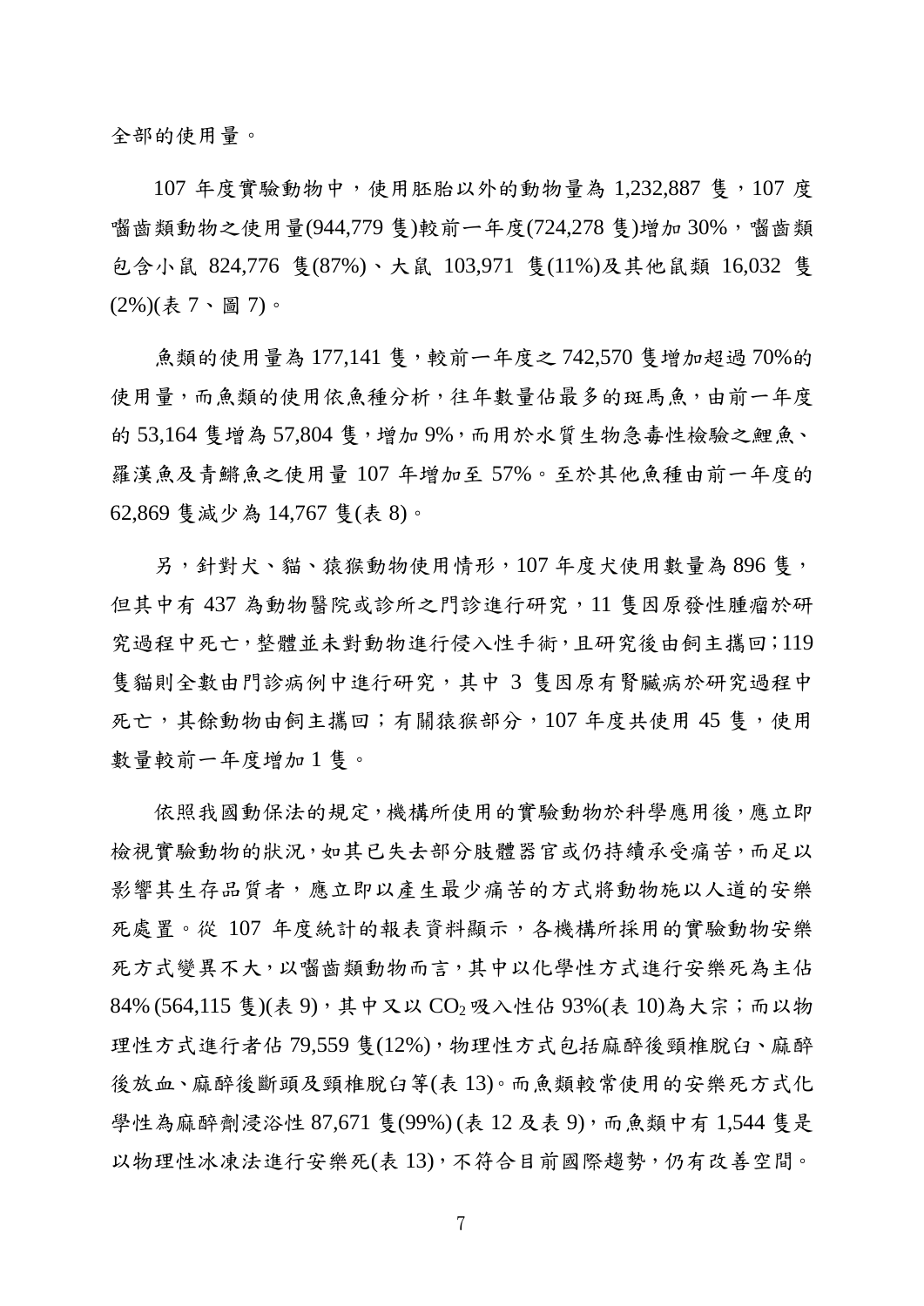全部的使用量。

107 年度實驗動物中，使用胚胎以外的動物量為 1,232,887 隻，107 度囓齒類動物之使用量(944,779 隻)較前一年度(724,278 隻)增加 30%，囓齒類包含小鼠 824,776 隻(87%)、大鼠 103,971 隻(11%)及其他鼠類 16,032 隻(2%)(表 7、圖 7)。

魚類的使用量為 177,141 隻，較前一年度之 742,570 隻增加超過 70%的使用量，而魚類的使用依魚種分析，往年數量佔最多的斑馬魚，由前一年度的 53,164 隻增為 57,804 隻，增加 9%，而用於水質生物急毒性檢驗之鯉魚、羅漢魚及青鱂魚之使用量 107 年增加至 57%。至於其他魚種由前一年度的 62,869 隻減少為 14,767 隻(表 8)。

另，針對犬、貓、猿猴動物使用情形，107 年度犬使用數量為 896 隻，但其中有 437 為動物醫院或診所之門診進行研究，11 隻因原發性腫瘤於研究過程中死亡，整體並未對動物進行侵入性手術，且研究後由飼主攜回；119 隻貓則全數由門診病例中進行研究，其中 3 隻因原有腎臟病於研究過程中死亡，其餘動物由飼主攜回；有關猿猴部分，107 年度共使用 45 隻，使用數量較前一年度增加 1 隻。

依照我國動保法的規定，機構所使用的實驗動物於科學應用後，應立即檢視實驗動物的狀況，如其已失去部分肢體器官或仍持續承受痛苦，而足以影響其生存品質者，應立即以產生最少痛苦的方式將動物施以人道的安樂死處置。從 107 年度統計的報表資料顯示，各機構所採用的實驗動物安樂死方式變異不大，以囓齒類動物而言，其中以化學性方式進行安樂死為主佔 84% (564,115 隻)(表 9)，其中又以 $CO_2$ 吸入性佔 93%(表 10)為大宗；而以物理性方式進行者佔 79,559 隻(12%)，物理性方式包括麻醉後頸椎脫臼、麻醉後放血、麻醉後斷頭及頸椎脫臼等(表 13)。而魚類較常使用的安樂死方式化學性為麻醉劑浸浴性 87,671 隻(99%) (表 12 及表 9)，而魚類中有 1,544 隻是以物理性冰凍法進行安樂死(表 13)，不符合目前國際趨勢，仍有改善空間。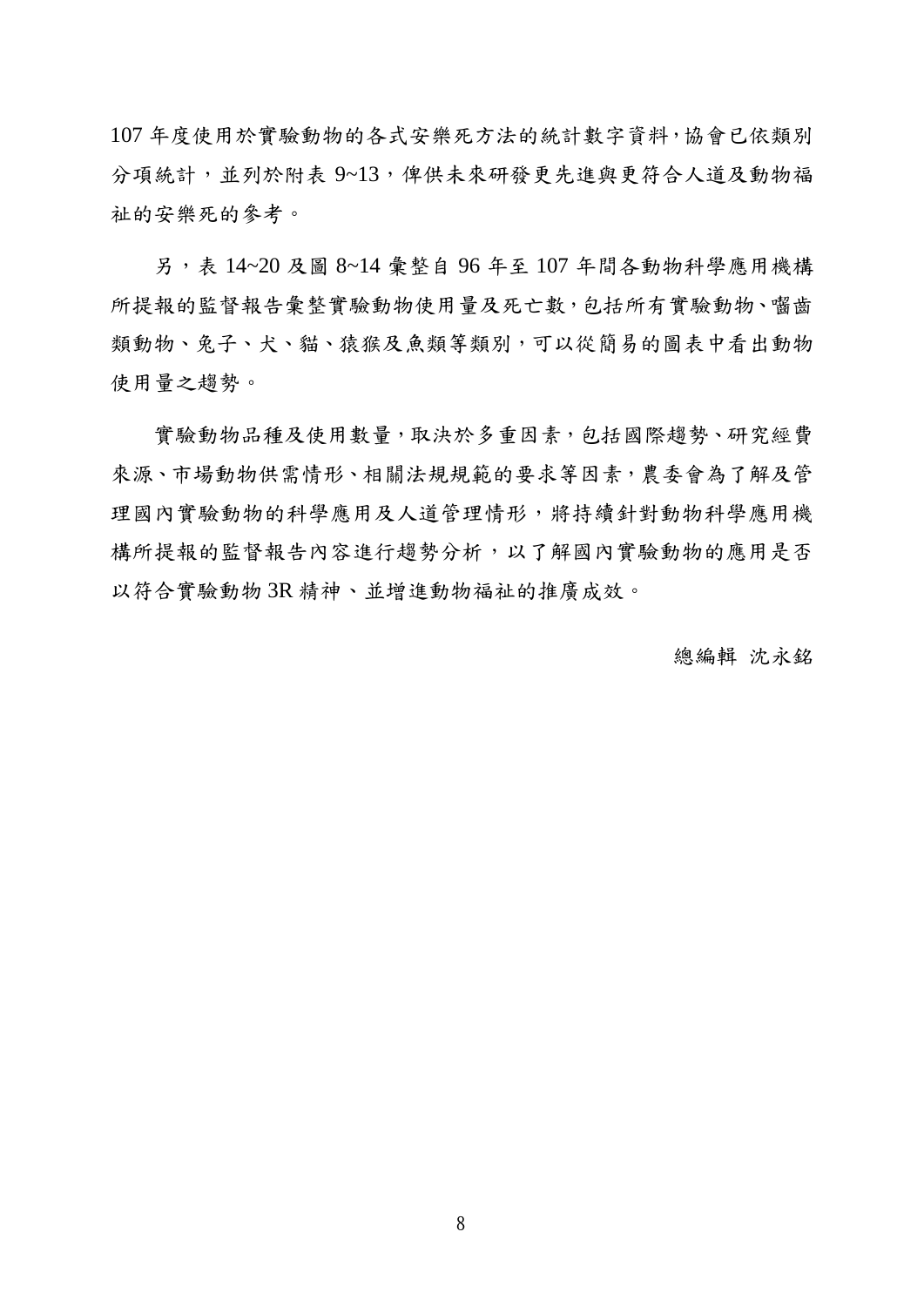107 年度使用於實驗動物的各式安樂死方法的統計數字資料，協會已依類別分項統計，並列於附表 9~13，俾供未來研發更先進與更符合人道及動物福祉的安樂死的參考。

另，表 14~20 及圖 8~14 彙整自 96 年至 107 年間各動物科學應用機構所提報的監督報告彙整實驗動物使用量及死亡數，包括所有實驗動物、囓齒類動物、兔子、犬、貓、猿猴及魚類等類別，可以從簡易的圖表中看出動物使用量之趨勢。

實驗動物品種及使用數量，取決於多重因素，包括國際趨勢、研究經費來源、市場動物供需情形、相關法規規範的要求等因素，農委會為了解及管理國內實驗動物的科學應用及人道管理情形，將持續針對動物科學應用機構所提報的監督報告內容進行趨勢分析，以了解國內實驗動物的應用是否以符合實驗動物 3R 精神、並增進動物福祉的推廣成效。

總編輯 沈永銘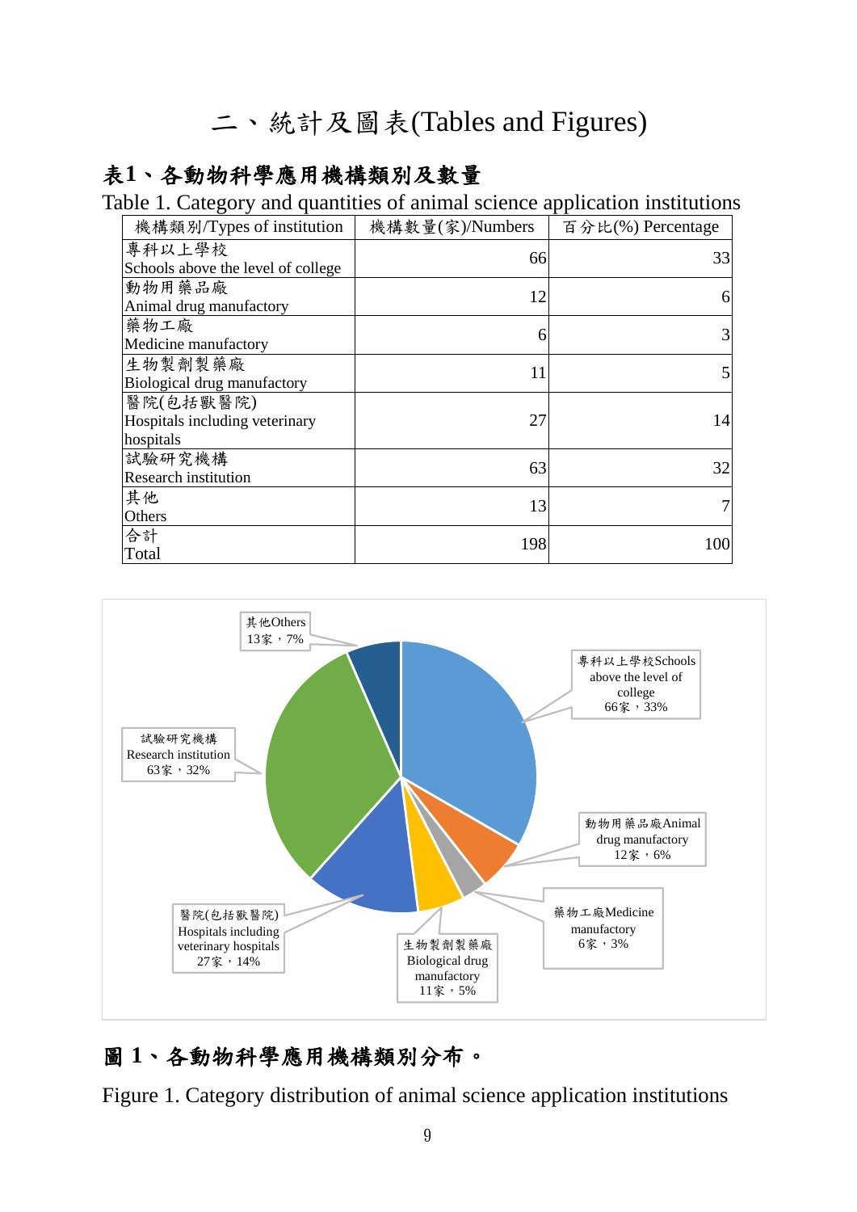# 二、統計及圖表(Tables and Figures)

## 表1、各動物科學應用機構類別及數量

Table 1. Category and quantities of animal science application institutions

| 機構類別/Types of institution | 機構數量(家)/Numbers | 百分比(%) Percentage |
|---|---|---|
| 專科以上學校 Schools above the level of college | 66 | 33 |
| 動物用藥品廠 Animal drug manufactory | 12 | 6 |
| 藥物工廠 Medicine manufactory | 6 | 3 |
| 生物製劑製藥廠 Biological drug manufactory | 11 | 5 |
| 醫院(包括獸醫院) Hospitals including veterinary hospitals | 27 | 14 |
| 試驗研究機構 Research institution | 63 | 32 |
| 其他 Others | 13 | 7 |
| 合計 Total | 198 | 100 |

## 圖 1、各動物科學應用機構類別分布。

Figure 1. Category distribution of animal science application institutions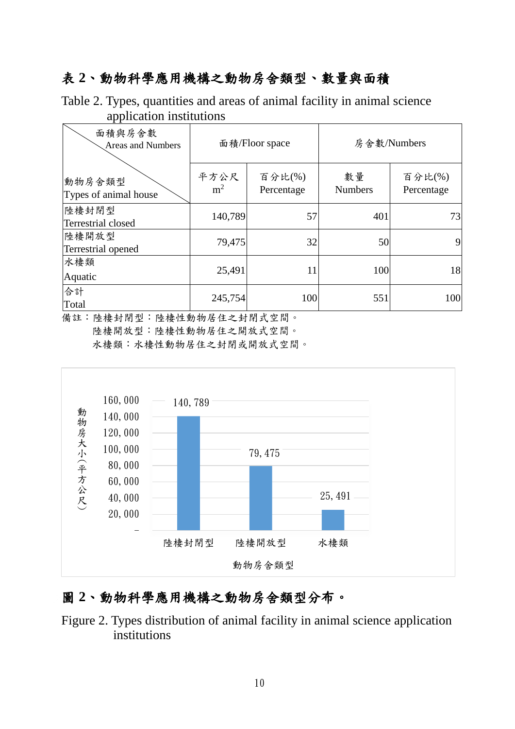**表 2、動物科學應用機構之動物房舍類型、數量與面積**

Table 2. Types, quantities and areas of animal facility in animal science application institutions

| 面積與房舍數 Areas and Numbers / 動物房舍類型 Types of animal house | 面積/Floor space | | 房舍數/Numbers | |
|---|---|---|---|---|
| | 平方公尺 $m^2$ | 百分比(%) Percentage | 數量 Numbers | 百分比(%) Percentage |
| 陸棲封閉型 Terrestrial closed | 140,789 | 57 | 401 | 73 |
| 陸棲開放型 Terrestrial opened | 79,475 | 32 | 50 | 9 |
| 水棲類 Aquatic | 25,491 | 11 | 100 | 18 |
| 合計 Total | 245,754 | 100 | 551 | 100 |

備註：陸棲封閉型：陸棲性動物居住之封閉式空間。
陸棲開放型：陸棲性動物居住之開放式空間。
水棲類：水棲性動物居住之封閉或開放式空間。

**圖 2、動物科學應用機構之動物房舍類型分布。**

Figure 2. Types distribution of animal facility in animal science application institutions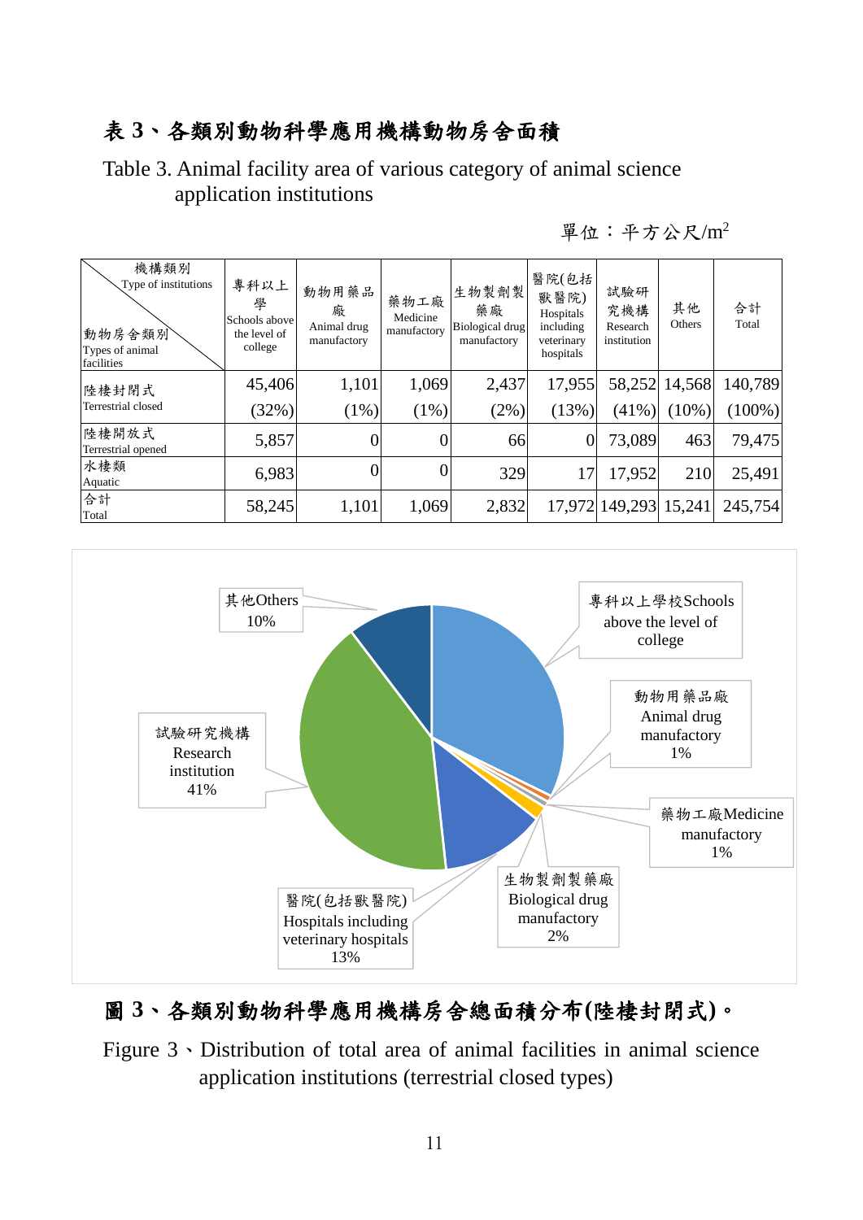# 表 3、各類別動物科學應用機構動物房舍面積

Table 3. Animal facility area of various category of animal science application institutions

單位：平方公尺/$m^2$

| 機構類別 Type of institutions / 動物房舍類別 Types of animal facilities | 專科以上學 Schools above the level of college | 動物用藥品廠 Animal drug manufactory | 藥物工廠 Medicine manufactory | 生物製劑製藥廠 Biological drug manufactory | 醫院(包括獸醫院) Hospitals including veterinary hospitals | 試驗研究機構 Research institution | 其他 Others | 合計 Total |
|---|---|---|---|---|---|---|---|---|
| 陸棲封閉式 Terrestrial closed | 45,406 (32%) | 1,101 (1%) | 1,069 (1%) | 2,437 (2%) | 17,955 (13%) | 58,252 (41%) | 14,568 (10%) | 140,789 (100%) |
| 陸棲開放式 Terrestrial opened | 5,857 | 0 | 0 | 66 | 0 | 73,089 | 463 | 79,475 |
| 水棲類 Aquatic | 6,983 | 0 | 0 | 329 | 17 | 17,952 | 210 | 25,491 |
| 合計 Total | 58,245 | 1,101 | 1,069 | 2,832 | 17,972 | 149,293 | 15,241 | 245,754 |

# 圖 3、各類別動物科學應用機構房舍總面積分布(陸棲封閉式)。

Figure 3、Distribution of total area of animal facilities in animal science application institutions (terrestrial closed types)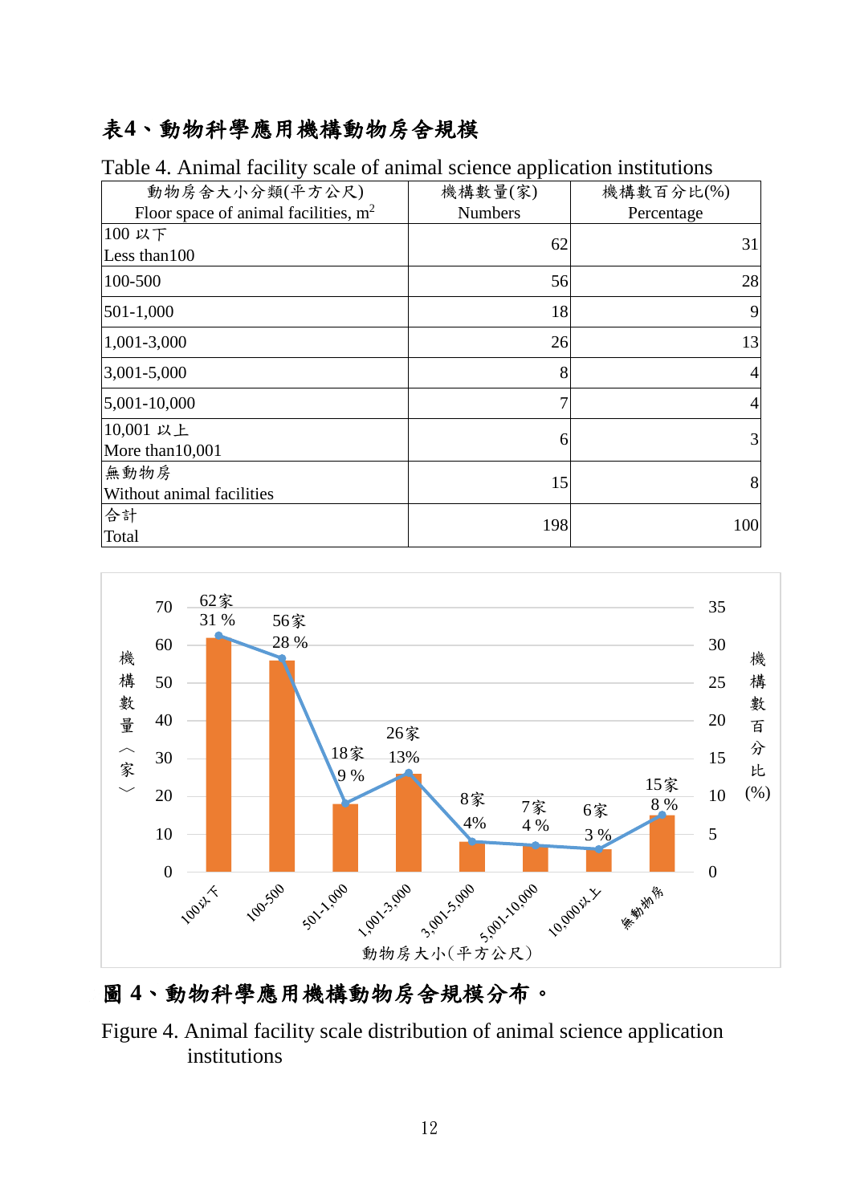## 表4、動物科學應用機構動物房舍規模

Table 4. Animal facility scale of animal science application institutions

| 動物房舍大小分類(平方公尺) Floor space of animal facilities, $m^2$ | 機構數量(家) Numbers | 機構數百分比(%) Percentage |
|---|---|---|
| 100 以下 Less than100 | 62 | 31 |
| 100-500 | 56 | 28 |
| 501-1,000 | 18 | 9 |
| 1,001-3,000 | 26 | 13 |
| 3,001-5,000 | 8 | 4 |
| 5,001-10,000 | 7 | 4 |
| 10,001 以上 More than10,001 | 6 | 3 |
| 無動物房 Without animal facilities | 15 | 8 |
| 合計 Total | 198 | 100 |

## 圖 4、動物科學應用機構動物房舍規模分布。

Figure 4. Animal facility scale distribution of animal science application institutions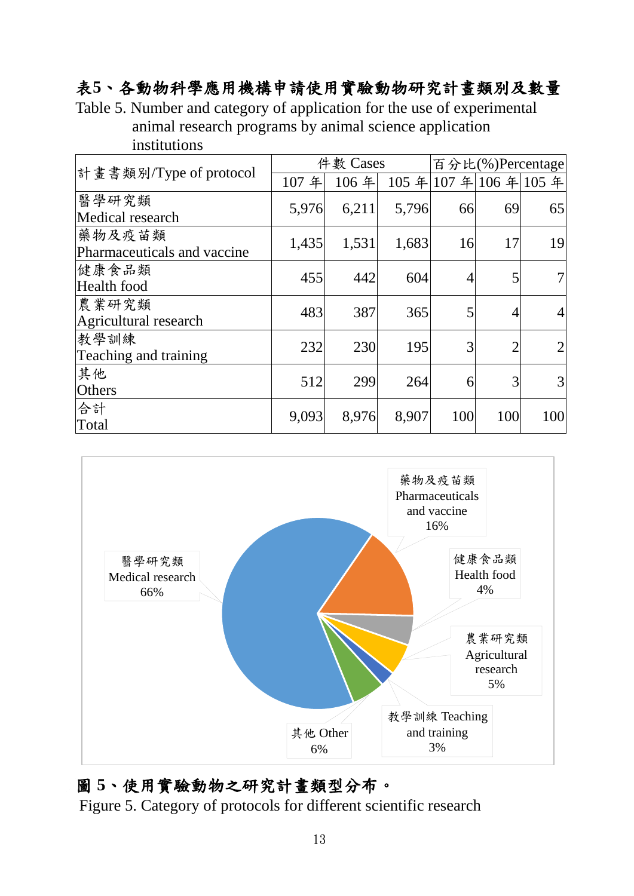**表5、各動物科學應用機構申請使用實驗動物研究計畫類別及數量**

Table 5. Number and category of application for the use of experimental animal research programs by animal science application institutions

| 計畫書類別/Type of protocol | 件數 Cases | | | 百分比(%)Percentage | | |
|---|---|---|---|---|---|---|
| | 107 年 | 106 年 | 105 年 | 107 年 | 106 年 | 105 年 |
| 醫學研究類 Medical research | 5,976 | 6,211 | 5,796 | 66 | 69 | 65 |
| 藥物及疫苗類 Pharmaceuticals and vaccine | 1,435 | 1,531 | 1,683 | 16 | 17 | 19 |
| 健康食品類 Health food | 455 | 442 | 604 | 4 | 5 | 7 |
| 農業研究類 Agricultural research | 483 | 387 | 365 | 5 | 4 | 4 |
| 教學訓練 Teaching and training | 232 | 230 | 195 | 3 | 2 | 2 |
| 其他 Others | 512 | 299 | 264 | 6 | 3 | 3 |
| 合計 Total | 9,093 | 8,976 | 8,907 | 100 | 100 | 100 |

醫學研究類 Medical research 66%

藥物及疫苗類 Pharmaceuticals and vaccine 16%

健康食品類 Health food 4%

農業研究類 Agricultural research 5%

教學訓練 Teaching and training 3%

其他 Other 6%

**圖 5、使用實驗動物之研究計畫類型分布。**

Figure 5. Category of protocols for different scientific research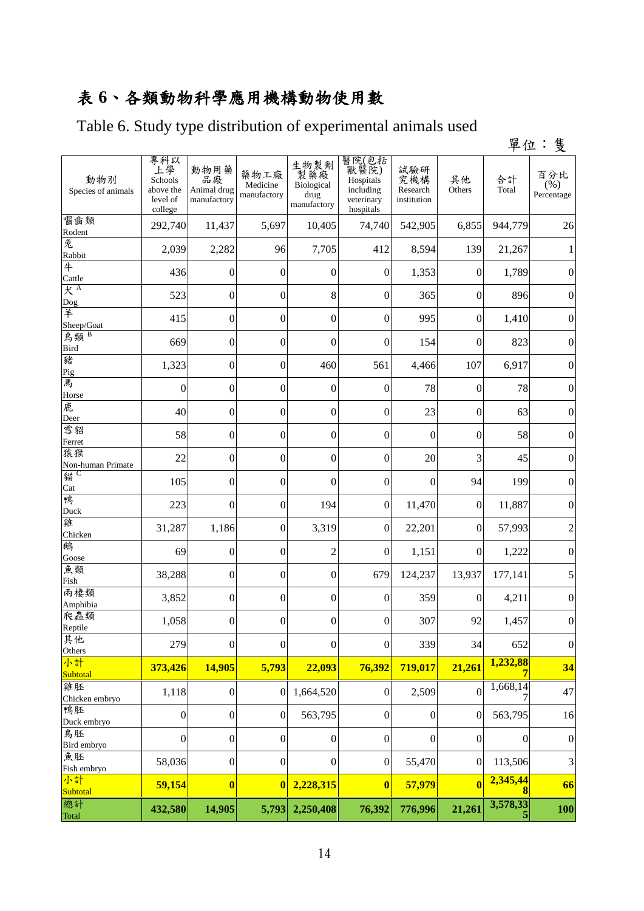# 表 6、各類動物科學應用機構動物使用數

Table 6. Study type distribution of experimental animals used

單位：隻

| 動物別 Species of animals | 專科以上學 Schools above the level of college | 動物用藥品廠 Animal drug manufactory | 藥物工廠 Medicine manufactory | 生物製劑製藥廠 Biological drug manufactory | 醫院(包括獸醫院) Hospitals including veterinary hospitals | 試驗研究機構 Research institution | 其他 Others | 合計 Total | 百分比 (%) Percentage |
|---|---|---|---|---|---|---|---|---|---|
| 囓齒類 Rodent | 292,740 | 11,437 | 5,697 | 10,405 | 74,740 | 542,905 | 6,855 | 944,779 | 26 |
| 兔 Rabbit | 2,039 | 2,282 | 96 | 7,705 | 412 | 8,594 | 139 | 21,267 | 1 |
| 牛 Cattle | 436 | 0 | 0 | 0 | 0 | 1,353 | 0 | 1,789 | 0 |
| 犬 [A] Dog | 523 | 0 | 0 | 8 | 0 | 365 | 0 | 896 | 0 |
| 羊 Sheep/Goat | 415 | 0 | 0 | 0 | 0 | 995 | 0 | 1,410 | 0 |
| 鳥類 [B] Bird | 669 | 0 | 0 | 0 | 0 | 154 | 0 | 823 | 0 |
| 豬 Pig | 1,323 | 0 | 0 | 460 | 561 | 4,466 | 107 | 6,917 | 0 |
| 馬 Horse | 0 | 0 | 0 | 0 | 0 | 78 | 0 | 78 | 0 |
| 鹿 Deer | 40 | 0 | 0 | 0 | 0 | 23 | 0 | 63 | 0 |
| 雪貂 Ferret | 58 | 0 | 0 | 0 | 0 | 0 | 0 | 58 | 0 |
| 猿猴 Non-human Primate | 22 | 0 | 0 | 0 | 0 | 20 | 3 | 45 | 0 |
| 貓 [C] Cat | 105 | 0 | 0 | 0 | 0 | 0 | 94 | 199 | 0 |
| 鴨 Duck | 223 | 0 | 0 | 194 | 0 | 11,470 | 0 | 11,887 | 0 |
| 雞 Chicken | 31,287 | 1,186 | 0 | 3,319 | 0 | 22,201 | 0 | 57,993 | 2 |
| 鵝 Goose | 69 | 0 | 0 | 2 | 0 | 1,151 | 0 | 1,222 | 0 |
| 魚類 Fish | 38,288 | 0 | 0 | 0 | 679 | 124,237 | 13,937 | 177,141 | 5 |
| 兩棲類 Amphibia | 3,852 | 0 | 0 | 0 | 0 | 359 | 0 | 4,211 | 0 |
| 爬蟲類 Reptile | 1,058 | 0 | 0 | 0 | 0 | 307 | 92 | 1,457 | 0 |
| 其他 Others | 279 | 0 | 0 | 0 | 0 | 339 | 34 | 652 | 0 |
| **小計 Subtotal** | **373,426** | **14,905** | **5,793** | **22,093** | **76,392** | **719,017** | **21,261** | **1,232,887** | **34** |
| 雞胚 Chicken embryo | 1,118 | 0 | 0 | 1,664,520 | 0 | 2,509 | 0 | 1,668,147 | 47 |
| 鴨胚 Duck embryo | 0 | 0 | 0 | 563,795 | 0 | 0 | 0 | 563,795 | 16 |
| 鳥胚 Bird embryo | 0 | 0 | 0 | 0 | 0 | 0 | 0 | 0 | 0 |
| 魚胚 Fish embryo | 58,036 | 0 | 0 | 0 | 0 | 55,470 | 0 | 113,506 | 3 |
| **小計 Subtotal** | **59,154** | **0** | **0** | **2,228,315** | **0** | **57,979** | **0** | **2,345,448** | **66** |
| **總計 Total** | **432,580** | **14,905** | **5,793** | **2,250,408** | **76,392** | **776,996** | **21,261** | **3,578,335** | **100** |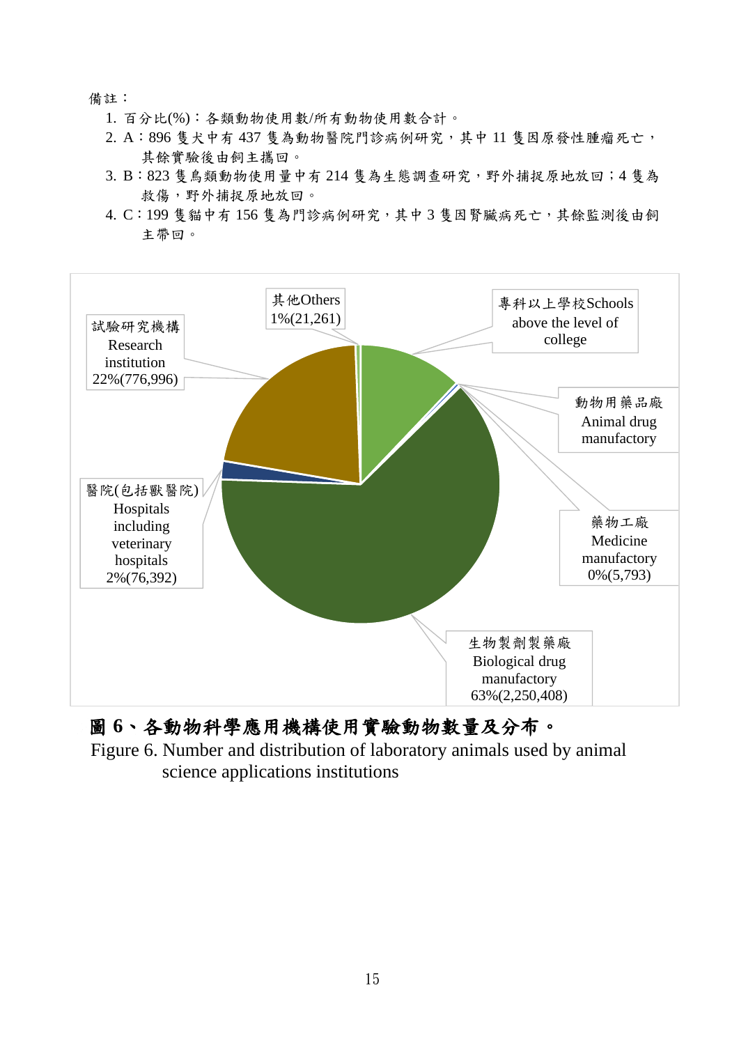備註：

1. 百分比(%)：各類動物使用數/所有動物使用數合計。
2. A：896 隻犬中有 437 隻為動物醫院門診病例研究，其中 11 隻因原發性腫瘤死亡，其餘實驗後由飼主攜回。
3. B：823 隻鳥類動物使用量中有 214 隻為生態調查研究，野外捕捉原地放回；4 隻為救傷，野外捕捉原地放回。
4. C：199 隻貓中有 156 隻為門診病例研究，其中 3 隻因腎臟病死亡，其餘監測後由飼主帶回。

其他Others 1%(21,261)

專科以上學校Schools above the level of college

試驗研究機構 Research institution 22%(776,996)

動物用藥品廠 Animal drug manufactory

醫院(包括獸醫院) Hospitals including veterinary hospitals 2%(76,392)

藥物工廠 Medicine manufactory 0%(5,793)

生物製劑製藥廠 Biological drug manufactory 63%(2,250,408)

**圖 6、各動物科學應用機構使用實驗動物數量及分布。**

Figure 6. Number and distribution of laboratory animals used by animal science applications institutions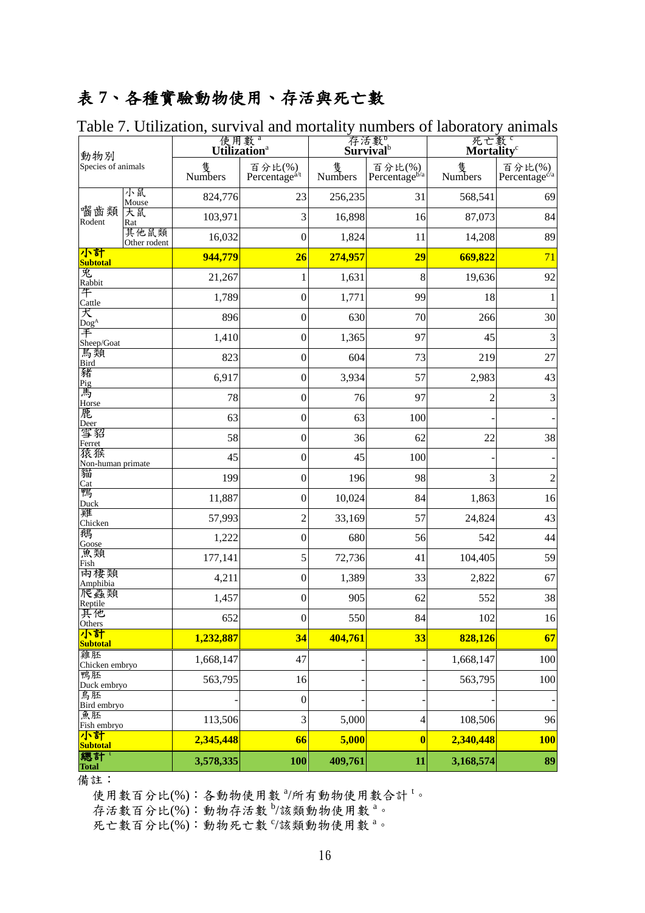# 表7、各種實驗動物使用、存活與死亡數

Table 7. Utilization, survival and mortality numbers of laboratory animals

| 動物別 Species of animals | | 使用數[a] Utilization[a] | | 存活數[b] Survival[b] | | 死亡數[c] Mortality[c] | |
|---|---|---|---|---|---|---|---|
| | | 隻 Numbers | 百分比(%) Percentage[a/t] | 隻 Numbers | 百分比(%) Percentage[b/a] | 隻 Numbers | 百分比(%) Percentage[c/a] |
| 嚙齒類 Rodent | 小鼠 Mouse | 824,776 | 23 | 256,235 | 31 | 568,541 | 69 |
| | 大鼠 Rat | 103,971 | 3 | 16,898 | 16 | 87,073 | 84 |
| | 其他鼠類 Other rodent | 16,032 | 0 | 1,824 | 11 | 14,208 | 89 |
| **小計 Subtotal** | | **944,779** | **26** | **274,957** | **29** | **669,822** | 71 |
| 兔 Rabbit | | 21,267 | 1 | 1,631 | 8 | 19,636 | 92 |
| 牛 Cattle | | 1,789 | 0 | 1,771 | 99 | 18 | 1 |
| 犬 Dog[A] | | 896 | 0 | 630 | 70 | 266 | 30 |
| 羊 Sheep/Goat | | 1,410 | 0 | 1,365 | 97 | 45 | 3 |
| 鳥類 Bird | | 823 | 0 | 604 | 73 | 219 | 27 |
| 豬 Pig | | 6,917 | 0 | 3,934 | 57 | 2,983 | 43 |
| 馬 Horse | | 78 | 0 | 76 | 97 | 2 | 3 |
| 鹿 Deer | | 63 | 0 | 63 | 100 | - | - |
| 雪貂 Ferret | | 58 | 0 | 36 | 62 | 22 | 38 |
| 猿猴 Non-human primate | | 45 | 0 | 45 | 100 | - | - |
| 貓 Cat | | 199 | 0 | 196 | 98 | 3 | 2 |
| 鴨 Duck | | 11,887 | 0 | 10,024 | 84 | 1,863 | 16 |
| 雞 Chicken | | 57,993 | 2 | 33,169 | 57 | 24,824 | 43 |
| 鵝 Goose | | 1,222 | 0 | 680 | 56 | 542 | 44 |
| 魚類 Fish | | 177,141 | 5 | 72,736 | 41 | 104,405 | 59 |
| 兩棲類 Amphibia | | 4,211 | 0 | 1,389 | 33 | 2,822 | 67 |
| 爬蟲類 Reptile | | 1,457 | 0 | 905 | 62 | 552 | 38 |
| 其他 Others | | 652 | 0 | 550 | 84 | 102 | 16 |
| **小計 Subtotal** | | **1,232,887** | **34** | **404,761** | **33** | **828,126** | **67** |
| 雞胚 Chicken embryo | | 1,668,147 | 47 | - | - | 1,668,147 | 100 |
| 鴨胚 Duck embryo | | 563,795 | 16 | - | - | 563,795 | 100 |
| 鳥胚 Bird embryo | | - | 0 | - | - | - | - |
| 魚胚 Fish embryo | | 113,506 | 3 | 5,000 | 4 | 108,506 | 96 |
| **小計 Subtotal** | | **2,345,448** | **66** | **5,000** | **0** | **2,340,448** | **100** |
| **總計[t] Total** | | **3,578,335** | **100** | **409,761** | **11** | **3,168,574** | **89** |

備註：

使用數百分比(%)：各動物使用數[a]/所有動物使用數合計[t]。
存活數百分比(%)：動物存活數[b]/該類動物使用數[a]。
死亡數百分比(%)：動物死亡數[c]/該類動物使用數[a]。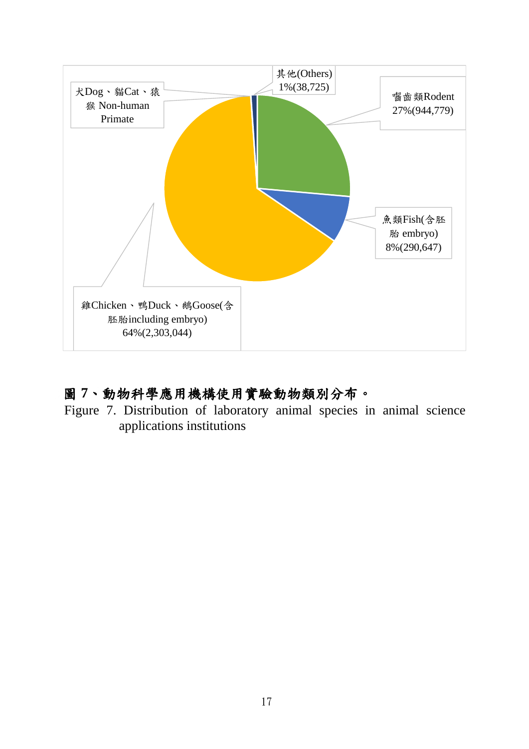其他(Others)
1%(38,725)

犬Dog、貓Cat、猿猴 Non-human Primate

囓齒類Rodent
27%(944,779)

魚類Fish(含胚胎 embryo)
8%(290,647)

雞Chicken、鴨Duck、鵝Goose(含胚胎including embryo)
64%(2,303,044)

**圖 7、動物科學應用機構使用實驗動物類別分布。**

Figure 7. Distribution of laboratory animal species in animal science applications institutions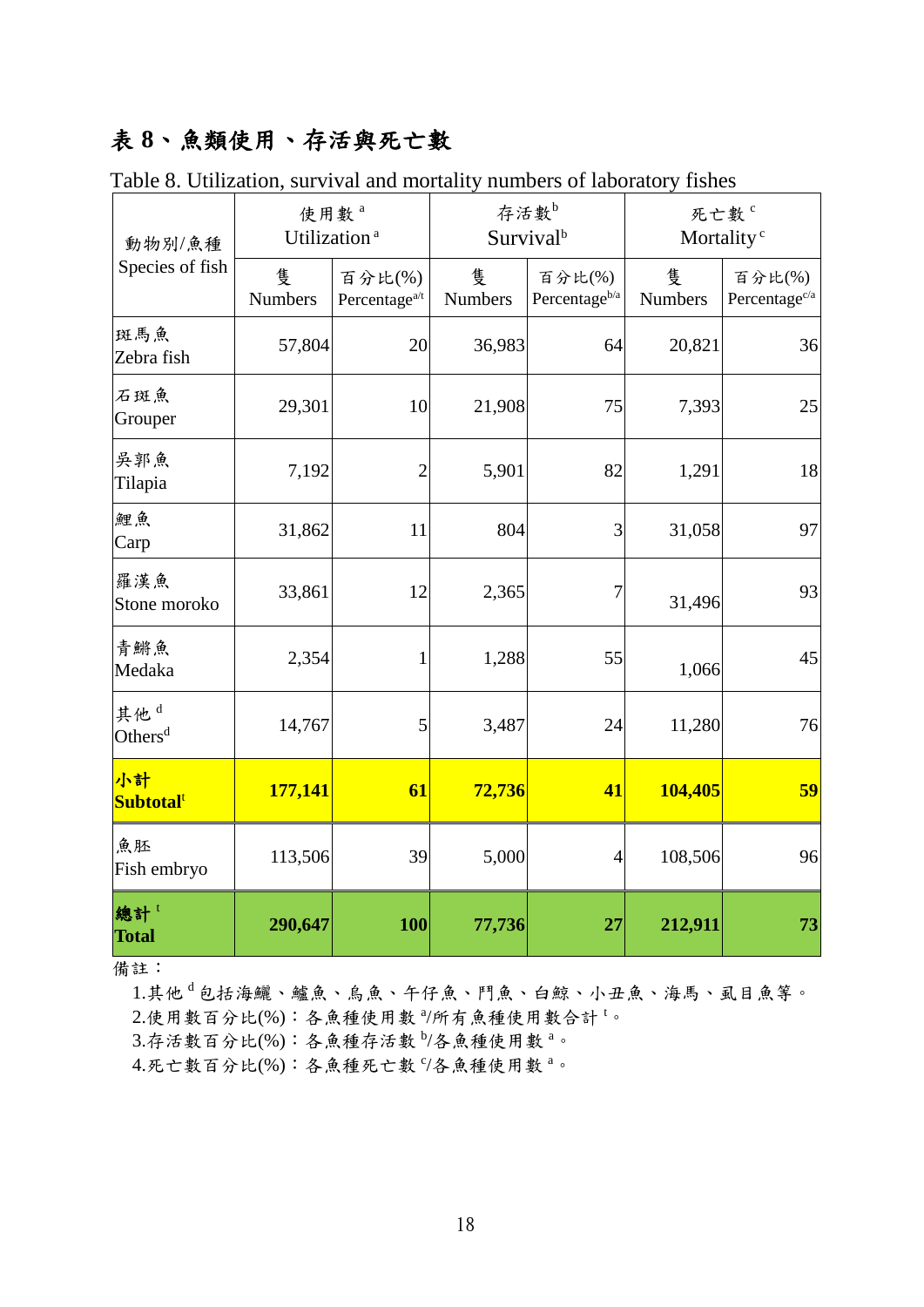# 表 8、魚類使用、存活與死亡數

Table 8. Utilization, survival and mortality numbers of laboratory fishes

| 動物別/魚種 Species of fish | 使用數 [a] Utilization [a] | | 存活數[b] Survival[b] | | 死亡數 [c] Mortality [c] | |
|---|---|---|---|---|---|---|
| | 隻 Numbers | 百分比(%) Percentage[a/t] | 隻 Numbers | 百分比(%) Percentage[b/a] | 隻 Numbers | 百分比(%) Percentage[c/a] |
| 斑馬魚 Zebra fish | 57,804 | 20 | 36,983 | 64 | 20,821 | 36 |
| 石斑魚 Grouper | 29,301 | 10 | 21,908 | 75 | 7,393 | 25 |
| 吳郭魚 Tilapia | 7,192 | 2 | 5,901 | 82 | 1,291 | 18 |
| 鯉魚 Carp | 31,862 | 11 | 804 | 3 | 31,058 | 97 |
| 羅漢魚 Stone moroko | 33,861 | 12 | 2,365 | 7 | 31,496 | 93 |
| 青鱂魚 Medaka | 2,354 | 1 | 1,288 | 55 | 1,066 | 45 |
| 其他 [d] Others[d] | 14,767 | 5 | 3,487 | 24 | 11,280 | 76 |
| **小計 Subtotal[t]** | **177,141** | **61** | **72,736** | **41** | **104,405** | **59** |
| 魚胚 Fish embryo | 113,506 | 39 | 5,000 | 4 | 108,506 | 96 |
| **總計 [t] Total** | **290,647** | **100** | **77,736** | **27** | **212,911** | **73** |

備註：

1.其他 [d] 包括海鱺、鱸魚、烏魚、午仔魚、鬥魚、白鯨、小丑魚、海馬、虱目魚等。
2.使用數百分比(%)：各魚種使用數 [a]/所有魚種使用數合計 [t]。
3.存活數百分比(%)：各魚種存活數 [b]/各魚種使用數 [a]。
4.死亡數百分比(%)：各魚種死亡數 [c]/各魚種使用數 [a]。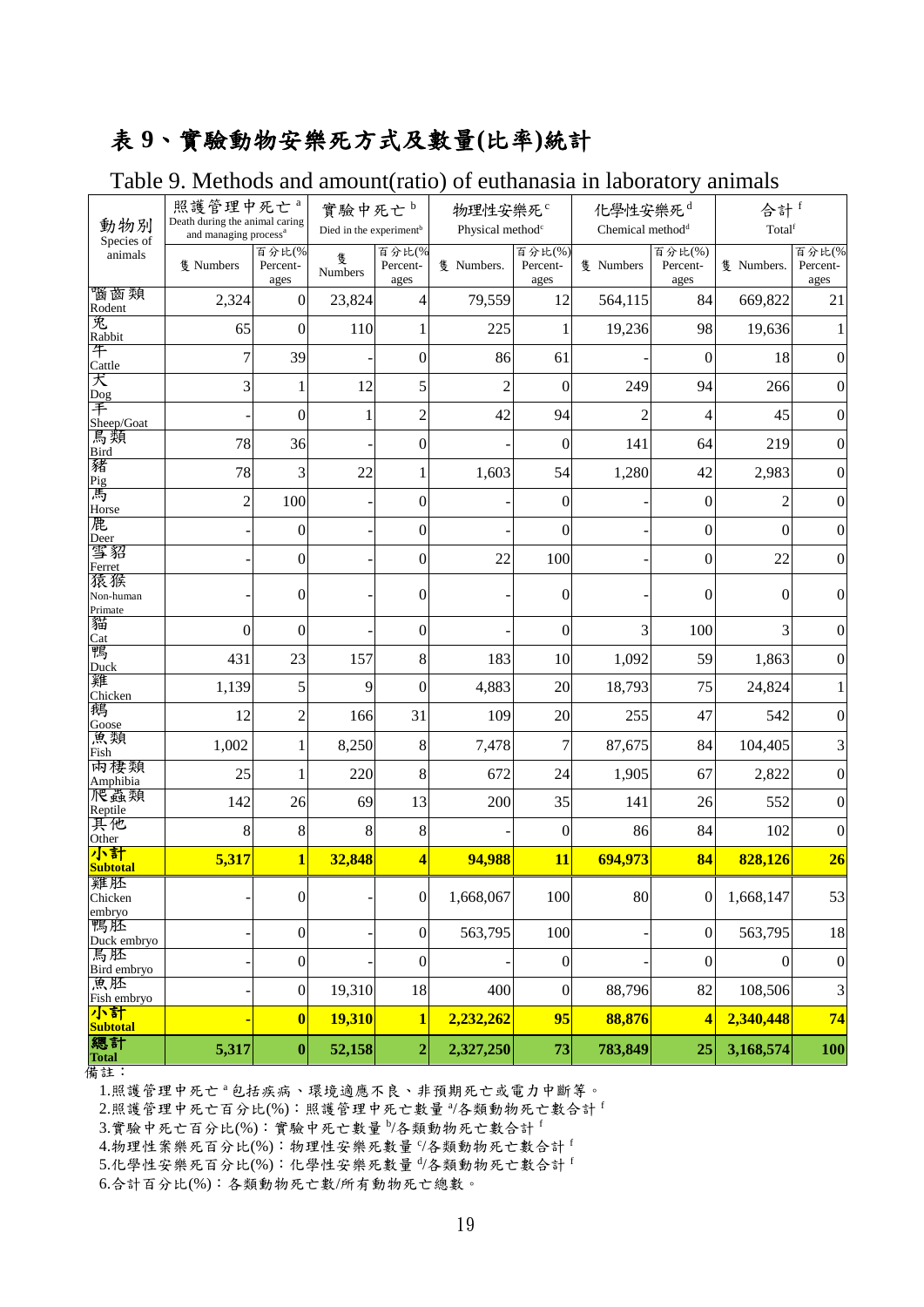# 表 9、實驗動物安樂死方式及數量(比率)統計

Table 9. Methods and amount(ratio) of euthanasia in laboratory animals

| 動物別 Species of animals | 照護管理中死亡[a] Death during the animal caring and managing process[a] | | 實驗中死亡[b] Died in the experiment[b] | | 物理性安樂死[c] Physical method[c] | | 化學性安樂死[d] Chemical method[d] | | 合計[f] Total[f] | |
|---|---|---|---|---|---|---|---|---|---|---|
| | 隻 Numbers | 百分比(%) Percent-ages | 隻 Numbers | 百分比(%) Percent-ages | 隻 Numbers. | 百分比(%) Percent-ages | 隻 Numbers | 百分比(%) Percent-ages | 隻 Numbers. | 百分比(%) Percent-ages |
| 囓齒類 Rodent | 2,324 | 0 | 23,824 | 4 | 79,559 | 12 | 564,115 | 84 | 669,822 | 21 |
| 兔 Rabbit | 65 | 0 | 110 | 1 | 225 | 1 | 19,236 | 98 | 19,636 | 1 |
| 牛 Cattle | 7 | 39 | - | 0 | 86 | 61 | - | 0 | 18 | 0 |
| 犬 Dog | 3 | 1 | 12 | 5 | 2 | 0 | 249 | 94 | 266 | 0 |
| 羊 Sheep/Goat | - | 0 | 1 | 2 | 42 | 94 | 2 | 4 | 45 | 0 |
| 鳥類 Bird | 78 | 36 | - | 0 | - | 0 | 141 | 64 | 219 | 0 |
| 豬 Pig | 78 | 3 | 22 | 1 | 1,603 | 54 | 1,280 | 42 | 2,983 | 0 |
| 馬 Horse | 2 | 100 | - | 0 | - | 0 | - | 0 | 2 | 0 |
| 鹿 Deer | - | 0 | - | 0 | - | 0 | - | 0 | 0 | 0 |
| 雪貂 Ferret | - | 0 | - | 0 | 22 | 100 | - | 0 | 22 | 0 |
| 猿猴 Non-human Primate | - | 0 | - | 0 | - | 0 | - | 0 | 0 | 0 |
| 貓 Cat | 0 | 0 | - | 0 | - | 0 | 3 | 100 | 3 | 0 |
| 鴨 Duck | 431 | 23 | 157 | 8 | 183 | 10 | 1,092 | 59 | 1,863 | 0 |
| 雞 Chicken | 1,139 | 5 | 9 | 0 | 4,883 | 20 | 18,793 | 75 | 24,824 | 1 |
| 鵝 Goose | 12 | 2 | 166 | 31 | 109 | 20 | 255 | 47 | 542 | 0 |
| 魚類 Fish | 1,002 | 1 | 8,250 | 8 | 7,478 | 7 | 87,675 | 84 | 104,405 | 3 |
| 兩棲類 Amphibia | 25 | 1 | 220 | 8 | 672 | 24 | 1,905 | 67 | 2,822 | 0 |
| 爬蟲類 Reptile | 142 | 26 | 69 | 13 | 200 | 35 | 141 | 26 | 552 | 0 |
| 其他 Other | 8 | 8 | 8 | 8 | - | 0 | 86 | 84 | 102 | 0 |
| **小計 Subtotal** | **5,317** | **1** | **32,848** | **4** | **94,988** | **11** | **694,973** | **84** | **828,126** | **26** |
| 雞胚 Chicken embryo | - | 0 | - | 0 | 1,668,067 | 100 | 80 | 0 | 1,668,147 | 53 |
| 鴨胚 Duck embryo | - | 0 | - | 0 | 563,795 | 100 | - | 0 | 563,795 | 18 |
| 鳥胚 Bird embryo | - | 0 | - | 0 | - | 0 | - | 0 | 0 | 0 |
| 魚胚 Fish embryo | - | 0 | 19,310 | 18 | 400 | 0 | 88,796 | 82 | 108,506 | 3 |
| **小計 Subtotal** | **-** | **0** | **19,310** | **1** | **2,232,262** | **95** | **88,876** | **4** | **2,340,448** | **74** |
| **總計 Total** | **5,317** | **0** | **52,158** | **2** | **2,327,250** | **73** | **783,849** | **25** | **3,168,574** | **100** |

備註：

1.照護管理中死亡[a]包括疾病、環境適應不良、非預期死亡或電力中斷等。

2.照護管理中死亡百分比(%)：照護管理中死亡數量[a]/各類動物死亡數合計[f]

3.實驗中死亡百分比(%)：實驗中死亡數量[b]/各類動物死亡數合計[f]

4.物理性案樂死百分比(%)：物理性安樂死數量[c]/各類動物死亡數合計[f]

5.化學性安樂死百分比(%)：化學性安樂死數量[d]/各類動物死亡數合計[f]

6.合計百分比(%)：各類動物死亡數/所有動物死亡總數。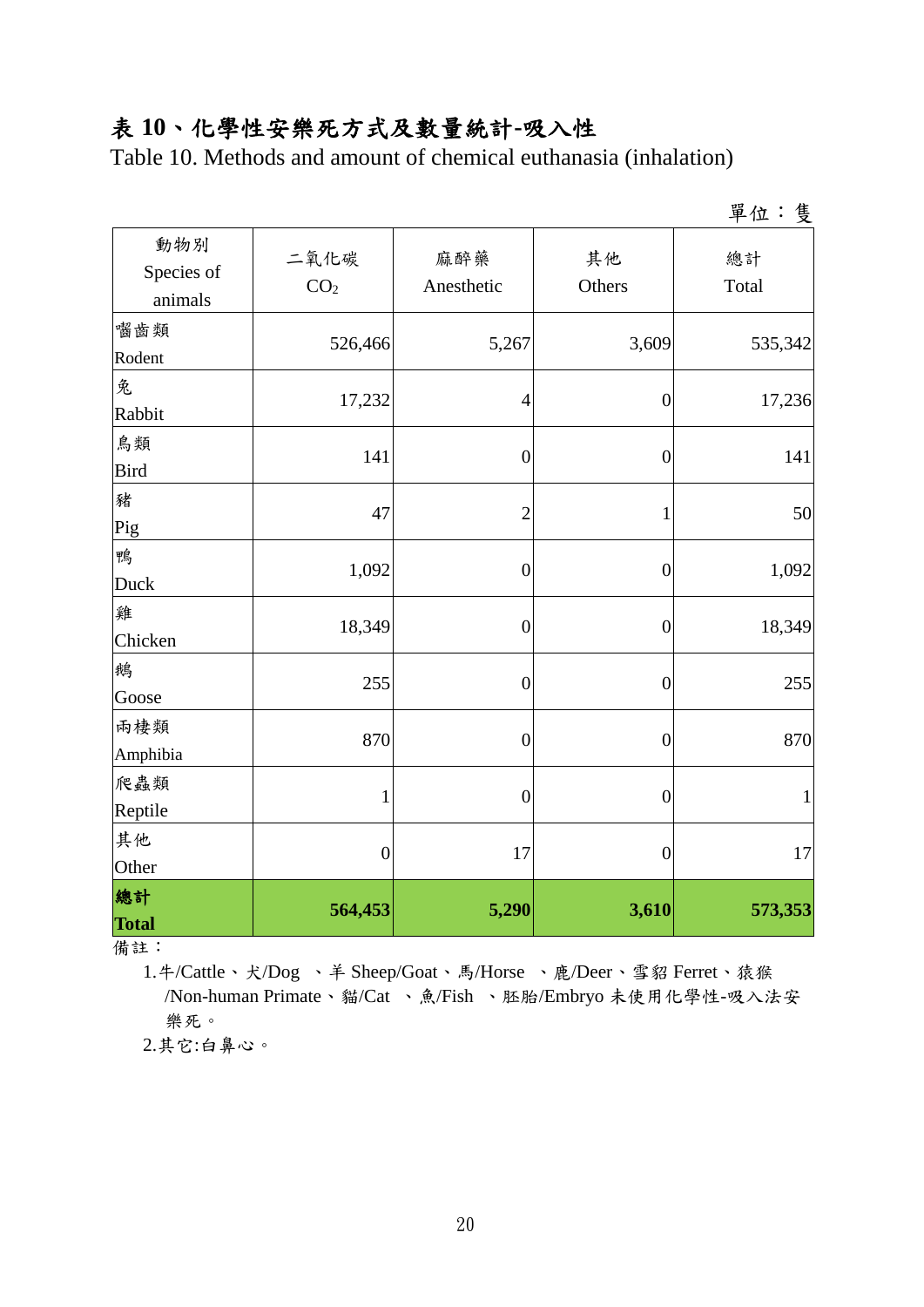# 表 10、化學性安樂死方式及數量統計-吸入性

Table 10. Methods and amount of chemical euthanasia (inhalation)

單位：隻

| 動物別 Species of animals | 二氧化碳 $CO_2$ | 麻醉藥 Anesthetic | 其他 Others | 總計 Total |
|---|---|---|---|---|
| 嚙齒類 Rodent | 526,466 | 5,267 | 3,609 | 535,342 |
| 兔 Rabbit | 17,232 | 4 | 0 | 17,236 |
| 鳥類 Bird | 141 | 0 | 0 | 141 |
| 豬 Pig | 47 | 2 | 1 | 50 |
| 鴨 Duck | 1,092 | 0 | 0 | 1,092 |
| 雞 Chicken | 18,349 | 0 | 0 | 18,349 |
| 鵝 Goose | 255 | 0 | 0 | 255 |
| 兩棲類 Amphibia | 870 | 0 | 0 | 870 |
| 爬蟲類 Reptile | 1 | 0 | 0 | 1 |
| 其他 Other | 0 | 17 | 0 | 17 |
| **總計 Total** | **564,453** | **5,290** | **3,610** | **573,353** |

備註：

1. 牛/Cattle、犬/Dog 、羊 Sheep/Goat、馬/Horse 、鹿/Deer、雪貂 Ferret、猿猴/Non-human Primate、貓/Cat 、魚/Fish 、胚胎/Embryo 未使用化學性-吸入法安樂死。
2. 其它:白鼻心。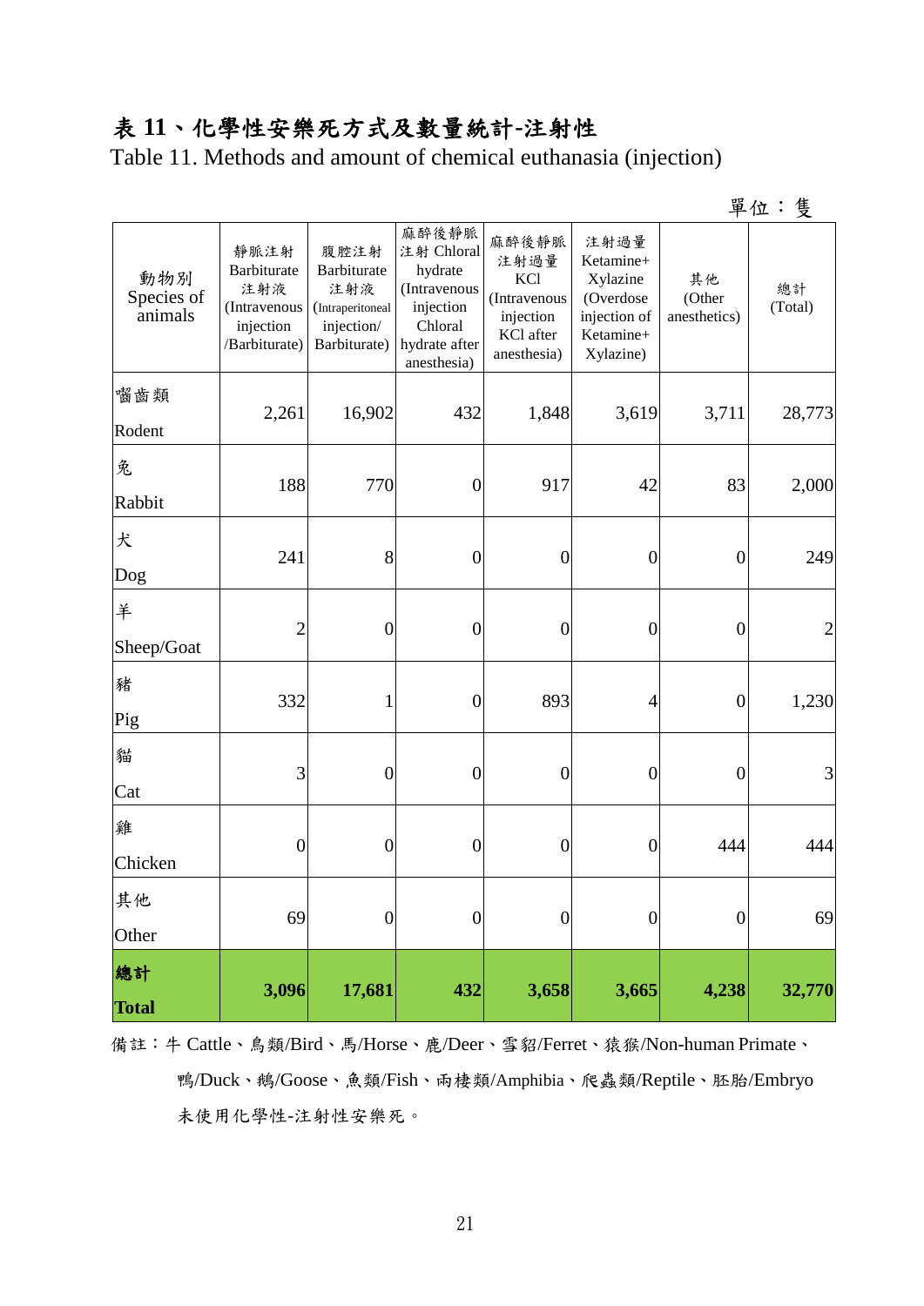# 表 11、化學性安樂死方式及數量統計-注射性

Table 11. Methods and amount of chemical euthanasia (injection)

單位：隻

| 動物別 Species of animals | 靜脈注射 Barbiturate 注射液 (Intravenous injection /Barbiturate) | 腹腔注射 Barbiturate 注射液 (Intraperitoneal injection/ Barbiturate) | 麻醉後靜脈注射 Chloral hydrate (Intravenous injection Chloral hydrate after anesthesia) | 麻醉後靜脈注射過量 KCl (Intravenous injection KCl after anesthesia) | 注射過量 Ketamine+ Xylazine (Overdose injection of Ketamine+ Xylazine) | 其他 (Other anesthetics) | 總計 (Total) |
|---|---|---|---|---|---|---|---|
| 囓齒類 Rodent | 2,261 | 16,902 | 432 | 1,848 | 3,619 | 3,711 | 28,773 |
| 兔 Rabbit | 188 | 770 | 0 | 917 | 42 | 83 | 2,000 |
| 犬 Dog | 241 | 8 | 0 | 0 | 0 | 0 | 249 |
| 羊 Sheep/Goat | 2 | 0 | 0 | 0 | 0 | 0 | 2 |
| 豬 Pig | 332 | 1 | 0 | 893 | 4 | 0 | 1,230 |
| 貓 Cat | 3 | 0 | 0 | 0 | 0 | 0 | 3 |
| 雞 Chicken | 0 | 0 | 0 | 0 | 0 | 444 | 444 |
| 其他 Other | 69 | 0 | 0 | 0 | 0 | 0 | 69 |
| **總計 Total** | **3,096** | **17,681** | **432** | **3,658** | **3,665** | **4,238** | **32,770** |

備註：牛 Cattle、鳥類/Bird、馬/Horse、鹿/Deer、雪貂/Ferret、猿猴/Non-human Primate、鴨/Duck、鵝/Goose、魚類/Fish、兩棲類/Amphibia、爬蟲類/Reptile、胚胎/Embryo 未使用化學性-注射性安樂死。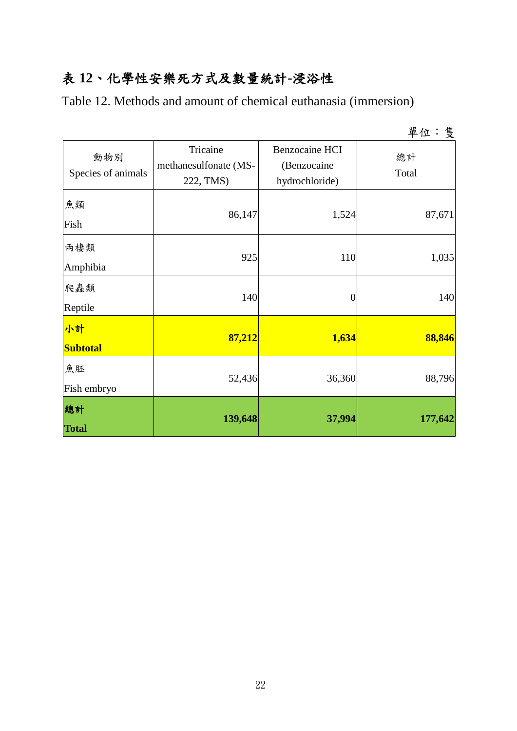# 表 12、化學性安樂死方式及數量統計-浸浴性

Table 12. Methods and amount of chemical euthanasia (immersion)

單位：隻

| 動物別<br>Species of animals | Tricaine methanesulfonate (MS-222, TMS) | Benzocaine HCI (Benzocaine hydrochloride) | 總計<br>Total |
|---|---|---|---|
| 魚類<br>Fish | 86,147 | 1,524 | 87,671 |
| 兩棲類<br>Amphibia | 925 | 110 | 1,035 |
| 爬蟲類<br>Reptile | 140 | 0 | 140 |
| **小計<br>Subtotal** | **87,212** | **1,634** | **88,846** |
| 魚胚<br>Fish embryo | 52,436 | 36,360 | 88,796 |
| **總計<br>Total** | **139,648** | **37,994** | **177,642** |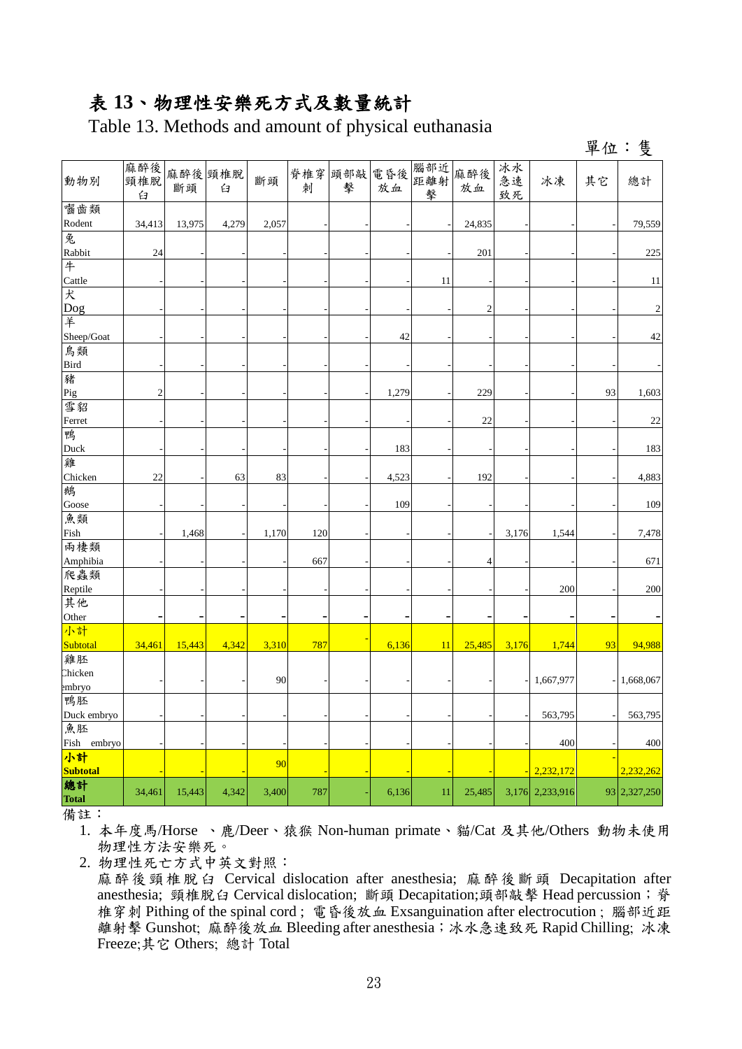# 表 13、物理性安樂死方式及數量統計

Table 13. Methods and amount of physical euthanasia

單位：隻

| 動物別 | 麻醉後頸椎脫臼 | 麻醉後斷頭 | 頸椎脫臼 | 斷頭 | 脊椎穿刺 | 頭部敲擊 | 電昏後放血 | 腦部近距離射擊 | 麻醉後放血 | 冰水急速致死 | 冰凍 | 其它 | 總計 |
|---|---|---|---|---|---|---|---|---|---|---|---|---|---|
| 囓齒類 Rodent | 34,413 | 13,975 | 4,279 | 2,057 | - | - | - | - | 24,835 | - | - | - | 79,559 |
| 兔 Rabbit | 24 | - | - | - | - | - | - | - | 201 | - | - | - | 225 |
| 牛 Cattle | - | - | - | - | - | - | - | 11 | - | - | - | - | 11 |
| 犬 Dog | - | - | - | - | - | - | - | - | 2 | - | - | - | 2 |
| 羊 Sheep/Goat | - | - | - | - | - | - | 42 | - | - | - | - | - | 42 |
| 鳥類 Bird | - | - | - | - | - | - | - | - | - | - | - | - | - |
| 豬 Pig | 2 | - | - | - | - | - | 1,279 | - | 229 | - | - | 93 | 1,603 |
| 雪貂 Ferret | - | - | - | - | - | - | - | - | 22 | - | - | - | 22 |
| 鴨 Duck | - | - | - | - | - | - | 183 | - | - | - | - | - | 183 |
| 雞 Chicken | 22 | - | 63 | 83 | - | - | 4,523 | - | 192 | - | - | - | 4,883 |
| 鵝 Goose | - | - | - | - | - | - | 109 | - | - | - | - | - | 109 |
| 魚類 Fish | - | 1,468 | - | 1,170 | 120 | - | - | - | - | 3,176 | 1,544 | - | 7,478 |
| 兩棲類 Amphibia | - | - | - | - | 667 | - | - | - | 4 | - | - | - | 671 |
| 爬蟲類 Reptile | - | - | - | - | - | - | - | - | - | - | 200 | - | 200 |
| 其他 Other | - | - | - | - | - | - | - | - | - | - | - | - | - |
| 小計 Subtotal | 34,461 | 15,443 | 4,342 | 3,310 | 787 | - | 6,136 | 11 | 25,485 | 3,176 | 1,744 | 93 | 94,988 |
| 雞胚 Chicken embryo | - | - | - | 90 | - | - | - | - | - | - | 1,667,977 | - | 1,668,067 |
| 鴨胚 Duck embryo | - | - | - | - | - | - | - | - | - | - | 563,795 | - | 563,795 |
| 魚胚 Fish embryo | - | - | - | - | - | - | - | - | - | - | 400 | - | 400 |
| **小計 Subtotal** | - | - | - | 90 | - | - | - | - | - | - | 2,232,172 | - | 2,232,262 |
| **總計 Total** | 34,461 | 15,443 | 4,342 | 3,400 | 787 | - | 6,136 | 11 | 25,485 | 3,176 | 2,233,916 | 93 | 2,327,250 |

備註：

1. 本年度馬/Horse 、鹿/Deer、猿猴 Non-human primate、貓/Cat 及其他/Others 動物未使用物理性方法安樂死。
2. 物理性死亡方式中英文對照：
   麻醉後頸椎脫臼 Cervical dislocation after anesthesia; 麻醉後斷頭 Decapitation after anesthesia; 頸椎脫臼 Cervical dislocation; 斷頭 Decapitation;頭部敲擊 Head percussion；脊椎穿刺 Pithing of the spinal cord；電昏後放血 Exsanguination after electrocution；腦部近距離射擊 Gunshot; 麻醉後放血 Bleeding after anesthesia；冰水急速致死 Rapid Chilling; 冰凍 Freeze;其它 Others; 總計 Total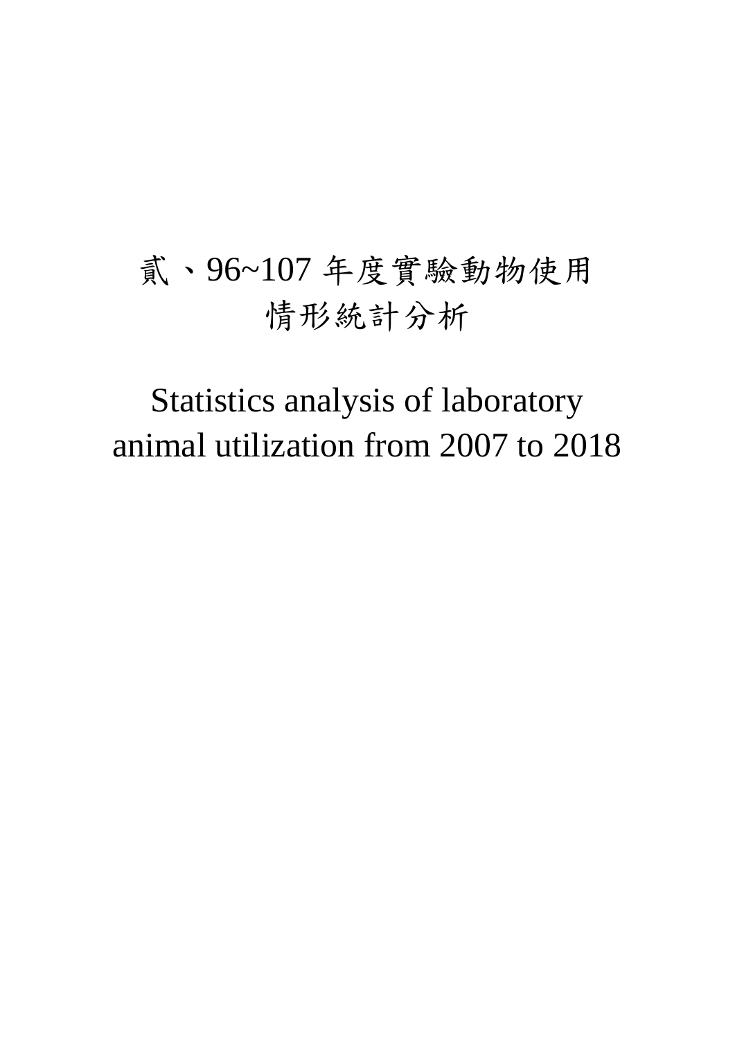# 貳、96~107 年度實驗動物使用情形統計分析

# Statistics analysis of laboratory animal utilization from 2007 to 2018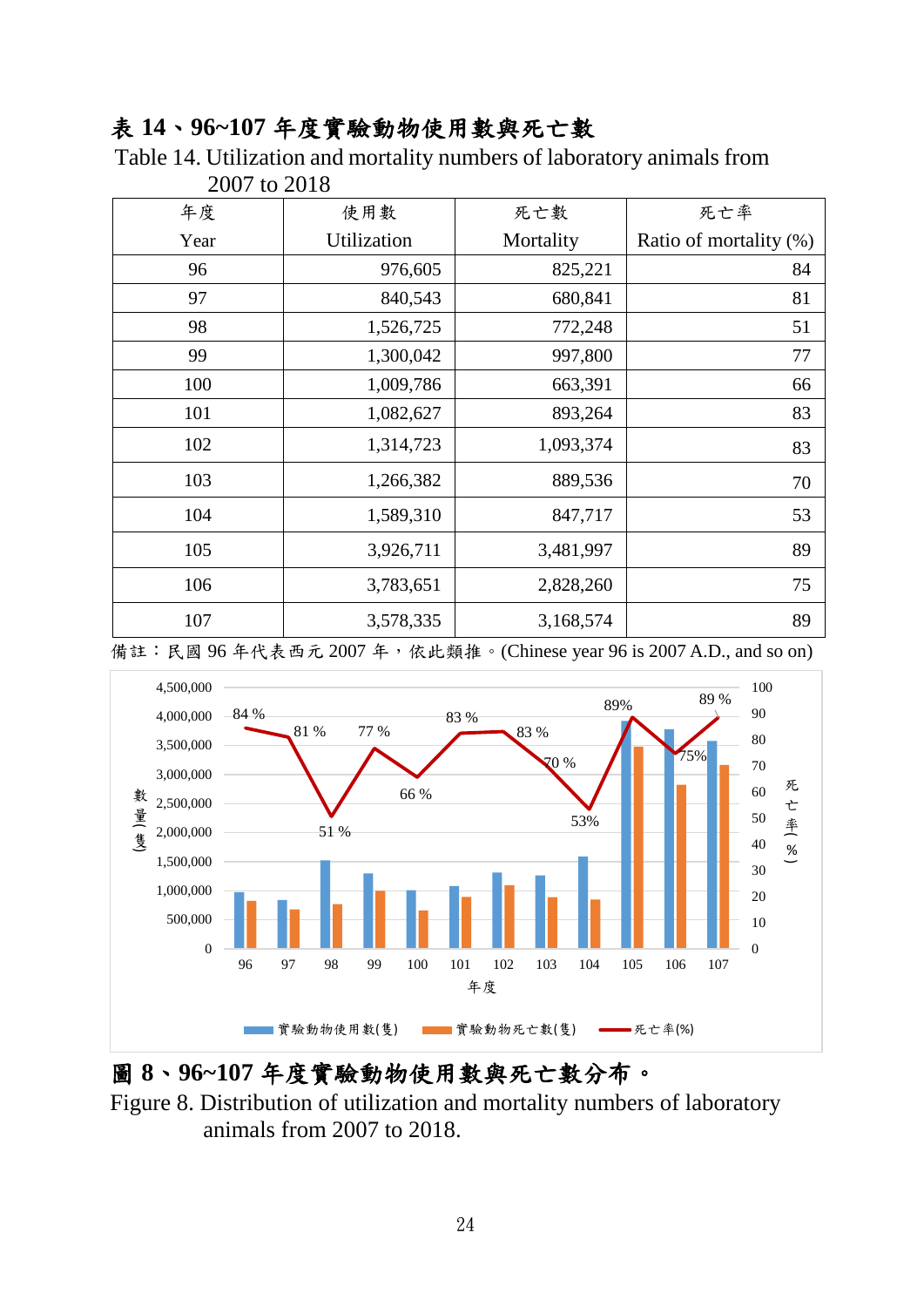## 表 14、96~107 年度實驗動物使用數與死亡數

Table 14. Utilization and mortality numbers of laboratory animals from 2007 to 2018

| 年度<br>Year | 使用數<br>Utilization | 死亡數<br>Mortality | 死亡率<br>Ratio of mortality (%) |
|---|---|---|---|
| 96 | 976,605 | 825,221 | 84 |
| 97 | 840,543 | 680,841 | 81 |
| 98 | 1,526,725 | 772,248 | 51 |
| 99 | 1,300,042 | 997,800 | 77 |
| 100 | 1,009,786 | 663,391 | 66 |
| 101 | 1,082,627 | 893,264 | 83 |
| 102 | 1,314,723 | 1,093,374 | 83 |
| 103 | 1,266,382 | 889,536 | 70 |
| 104 | 1,589,310 | 847,717 | 53 |
| 105 | 3,926,711 | 3,481,997 | 89 |
| 106 | 3,783,651 | 2,828,260 | 75 |
| 107 | 3,578,335 | 3,168,574 | 89 |

備註：民國 96 年代表西元 2007 年，依此類推。(Chinese year 96 is 2007 A.D., and so on)

## 圖 8、96~107 年度實驗動物使用數與死亡數分布。

Figure 8. Distribution of utilization and mortality numbers of laboratory animals from 2007 to 2018.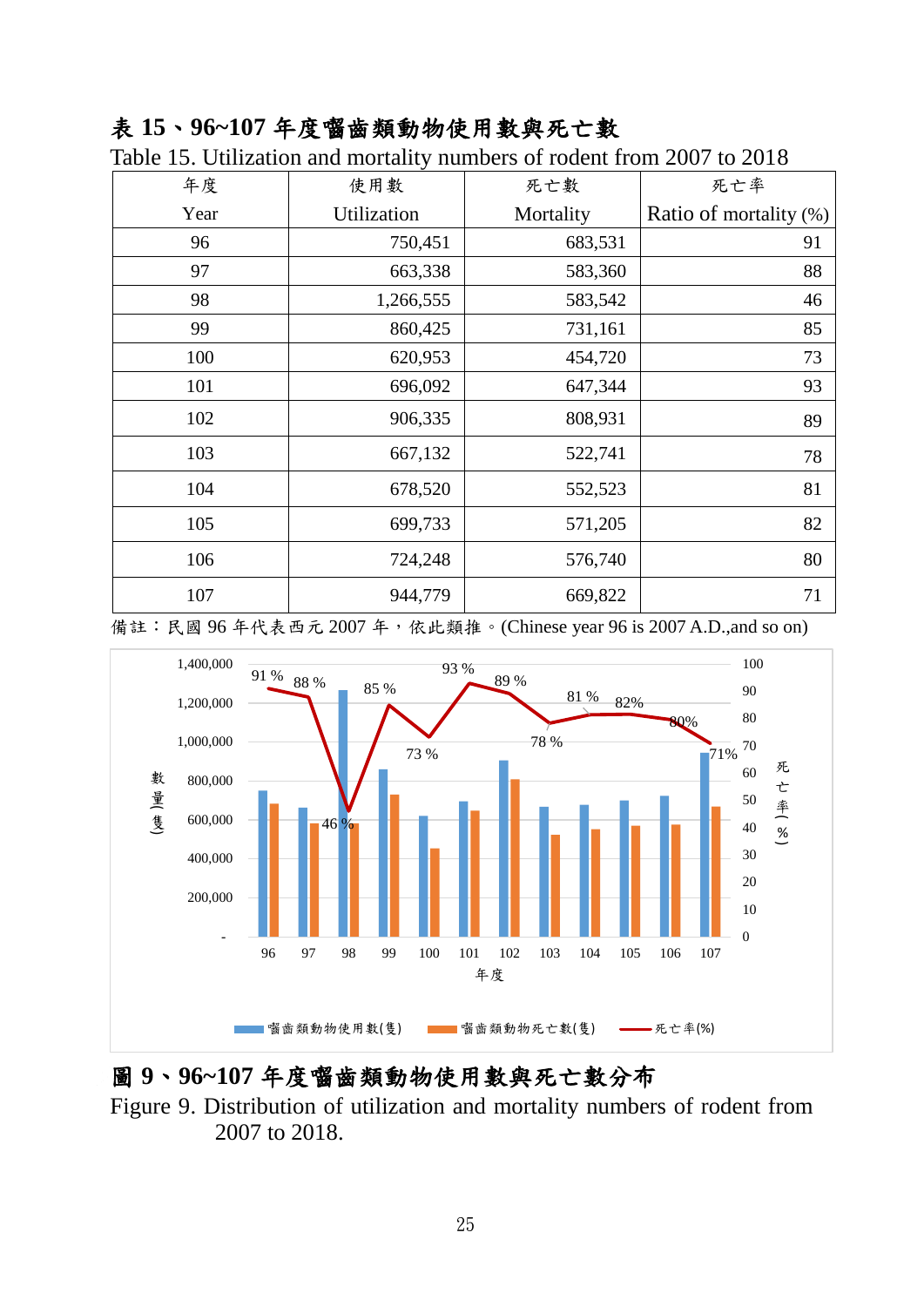**表 15、96~107 年度囓齒類動物使用數與死亡數**

Table 15. Utilization and mortality numbers of rodent from 2007 to 2018

| 年度<br>Year | 使用數<br>Utilization | 死亡數<br>Mortality | 死亡率<br>Ratio of mortality (%) |
|---|---|---|---|
| 96 | 750,451 | 683,531 | 91 |
| 97 | 663,338 | 583,360 | 88 |
| 98 | 1,266,555 | 583,542 | 46 |
| 99 | 860,425 | 731,161 | 85 |
| 100 | 620,953 | 454,720 | 73 |
| 101 | 696,092 | 647,344 | 93 |
| 102 | 906,335 | 808,931 | 89 |
| 103 | 667,132 | 522,741 | 78 |
| 104 | 678,520 | 552,523 | 81 |
| 105 | 699,733 | 571,205 | 82 |
| 106 | 724,248 | 576,740 | 80 |
| 107 | 944,779 | 669,822 | 71 |

備註：民國 96 年代表西元 2007 年，依此類推。(Chinese year 96 is 2007 A.D.,and so on)

**圖 9、96~107 年度囓齒類動物使用數與死亡數分布**

Figure 9. Distribution of utilization and mortality numbers of rodent from 2007 to 2018.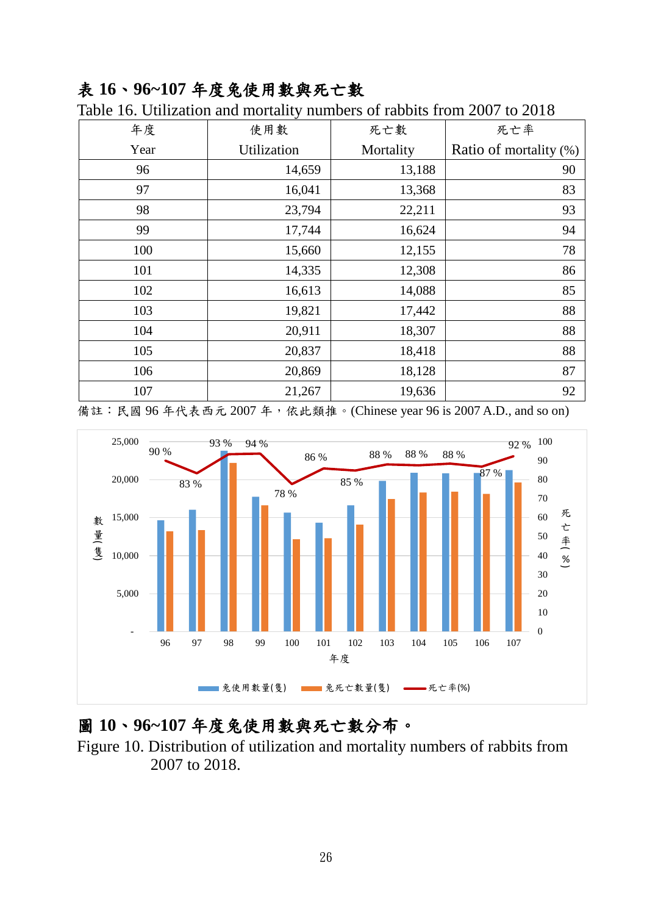**表 16、96~107 年度兔使用數與死亡數**

Table 16. Utilization and mortality numbers of rabbits from 2007 to 2018

| 年度 Year | 使用數 Utilization | 死亡數 Mortality | 死亡率 Ratio of mortality (%) |
|---|---|---|---|
| 96 | 14,659 | 13,188 | 90 |
| 97 | 16,041 | 13,368 | 83 |
| 98 | 23,794 | 22,211 | 93 |
| 99 | 17,744 | 16,624 | 94 |
| 100 | 15,660 | 12,155 | 78 |
| 101 | 14,335 | 12,308 | 86 |
| 102 | 16,613 | 14,088 | 85 |
| 103 | 19,821 | 17,442 | 88 |
| 104 | 20,911 | 18,307 | 88 |
| 105 | 20,837 | 18,418 | 88 |
| 106 | 20,869 | 18,128 | 87 |
| 107 | 21,267 | 19,636 | 92 |

備註：民國 96 年代表西元 2007 年，依此類推。(Chinese year 96 is 2007 A.D., and so on)

**圖 10、96~107 年度兔使用數與死亡數分布。**

Figure 10. Distribution of utilization and mortality numbers of rabbits from 2007 to 2018.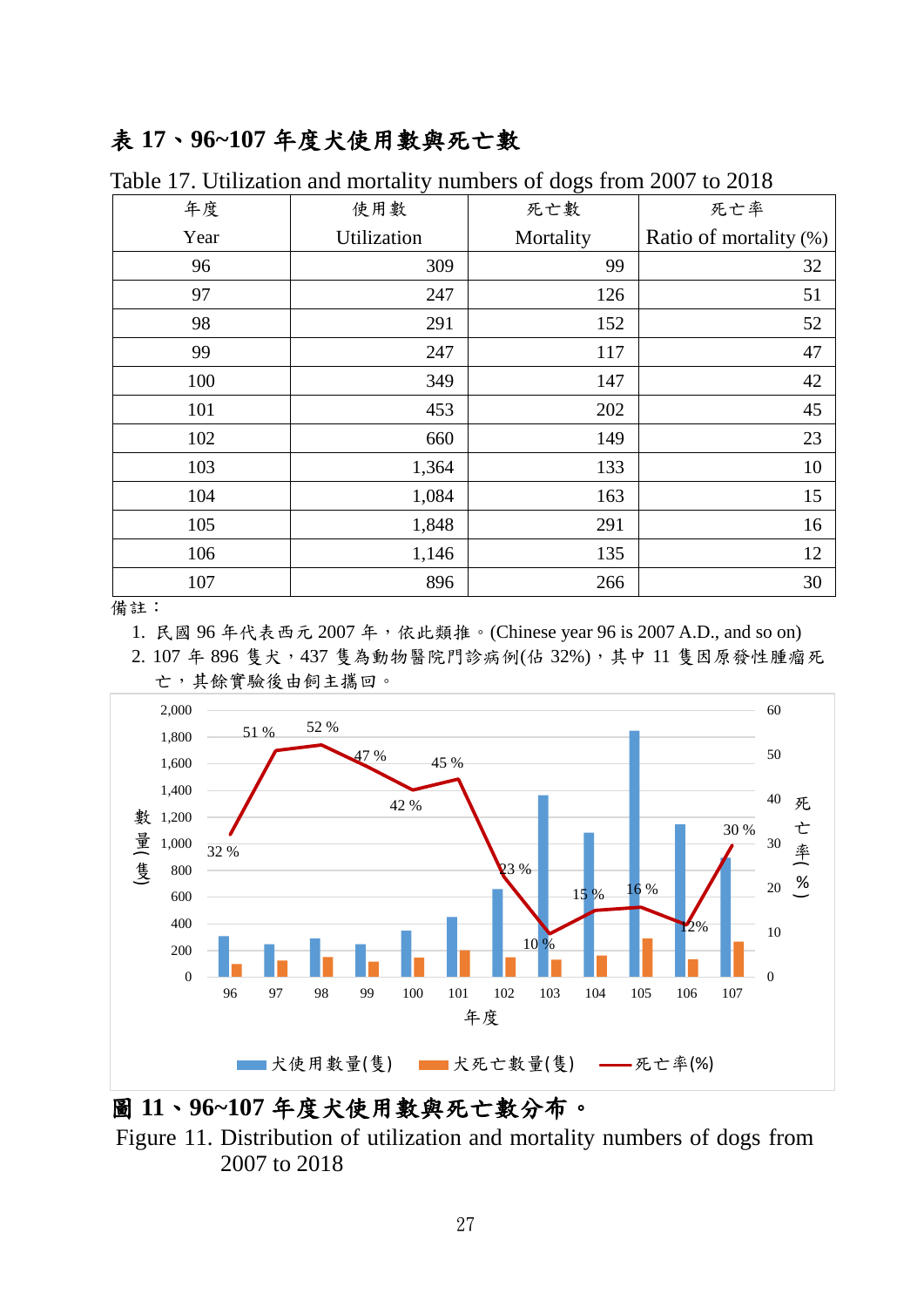## 表 17、96~107 年度犬使用數與死亡數

Table 17. Utilization and mortality numbers of dogs from 2007 to 2018

| 年度<br>Year | 使用數<br>Utilization | 死亡數<br>Mortality | 死亡率<br>Ratio of mortality (%) |
|---|---|---|---|
| 96 | 309 | 99 | 32 |
| 97 | 247 | 126 | 51 |
| 98 | 291 | 152 | 52 |
| 99 | 247 | 117 | 47 |
| 100 | 349 | 147 | 42 |
| 101 | 453 | 202 | 45 |
| 102 | 660 | 149 | 23 |
| 103 | 1,364 | 133 | 10 |
| 104 | 1,084 | 163 | 15 |
| 105 | 1,848 | 291 | 16 |
| 106 | 1,146 | 135 | 12 |
| 107 | 896 | 266 | 30 |

備註：

1. 民國 96 年代表西元 2007 年，依此類推。(Chinese year 96 is 2007 A.D., and so on)
2. 107 年 896 隻犬，437 隻為動物醫院門診病例(佔 32%)，其中 11 隻因原發性腫瘤死亡，其餘實驗後由飼主攜回。

**圖 11、96~107 年度犬使用數與死亡數分布。**

Figure 11. Distribution of utilization and mortality numbers of dogs from 2007 to 2018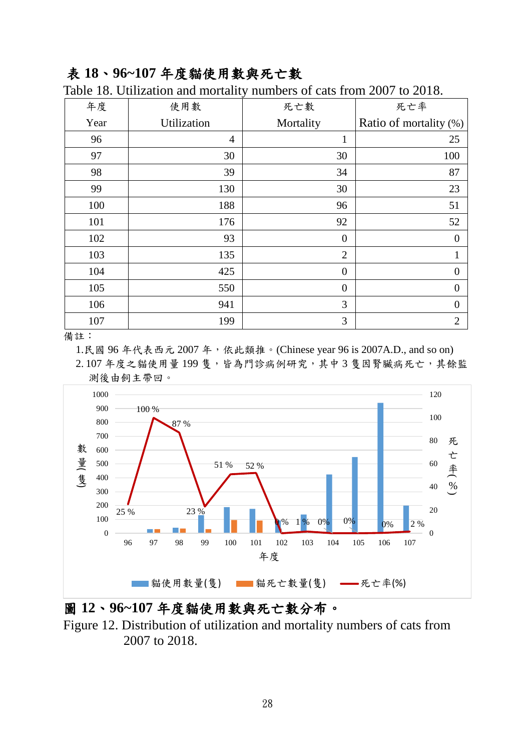## 表 18、96~107 年度貓使用數與死亡數

Table 18. Utilization and mortality numbers of cats from 2007 to 2018.

| 年度<br>Year | 使用數<br>Utilization | 死亡數<br>Mortality | 死亡率<br>Ratio of mortality (%) |
|---|---|---|---|
| 96 | 4 | 1 | 25 |
| 97 | 30 | 30 | 100 |
| 98 | 39 | 34 | 87 |
| 99 | 130 | 30 | 23 |
| 100 | 188 | 96 | 51 |
| 101 | 176 | 92 | 52 |
| 102 | 93 | 0 | 0 |
| 103 | 135 | 2 | 1 |
| 104 | 425 | 0 | 0 |
| 105 | 550 | 0 | 0 |
| 106 | 941 | 3 | 0 |
| 107 | 199 | 3 | 2 |

備註：

1. 民國 96 年代表西元 2007 年，依此類推。(Chinese year 96 is 2007A.D., and so on)
2. 107 年度之貓使用量 199 隻，皆為門診病例研究，其中 3 隻因腎臟病死亡，其餘監測後由飼主帶回。

## 圖 12、96~107 年度貓使用數與死亡數分布。

Figure 12. Distribution of utilization and mortality numbers of cats from 2007 to 2018.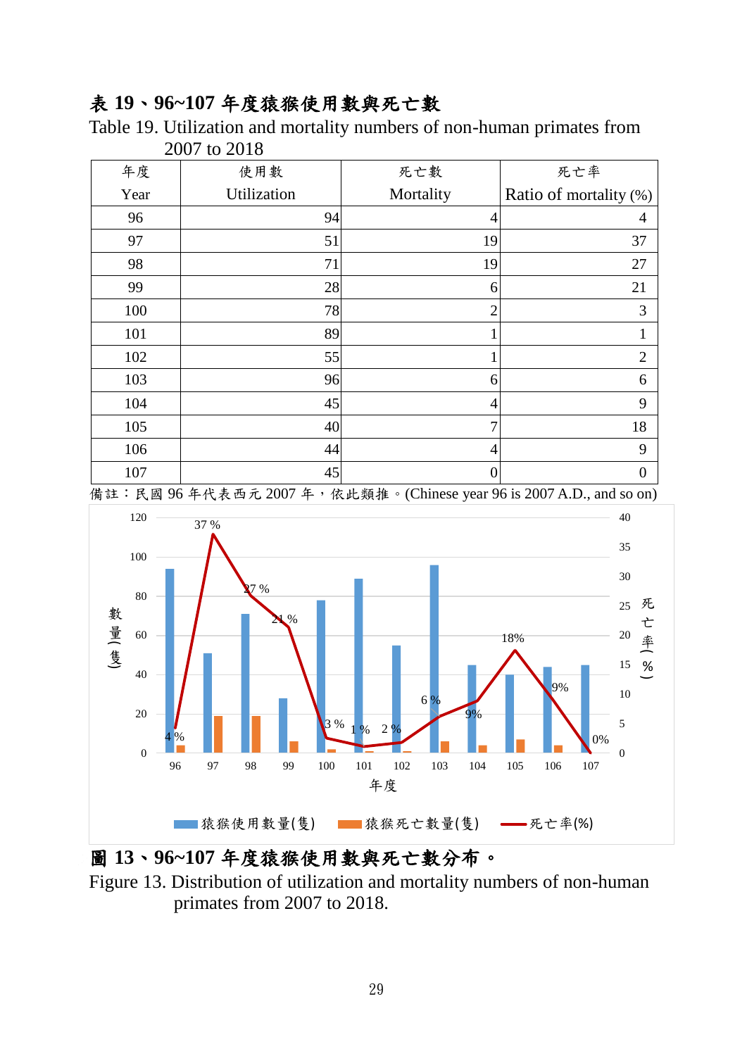**表 19、96~107 年度猿猴使用數與死亡數**

Table 19. Utilization and mortality numbers of non-human primates from 2007 to 2018

| 年度<br>Year | 使用數<br>Utilization | 死亡數<br>Mortality | 死亡率<br>Ratio of mortality (%) |
|---|---|---|---|
| 96 | 94 | 4 | 4 |
| 97 | 51 | 19 | 37 |
| 98 | 71 | 19 | 27 |
| 99 | 28 | 6 | 21 |
| 100 | 78 | 2 | 3 |
| 101 | 89 | 1 | 1 |
| 102 | 55 | 1 | 2 |
| 103 | 96 | 6 | 6 |
| 104 | 45 | 4 | 9 |
| 105 | 40 | 7 | 18 |
| 106 | 44 | 4 | 9 |
| 107 | 45 | 0 | 0 |

備註：民國 96 年代表西元 2007 年，依此類推。(Chinese year 96 is 2007 A.D., and so on)

**圖 13、96~107 年度猿猴使用數與死亡數分布。**

Figure 13. Distribution of utilization and mortality numbers of non-human primates from 2007 to 2018.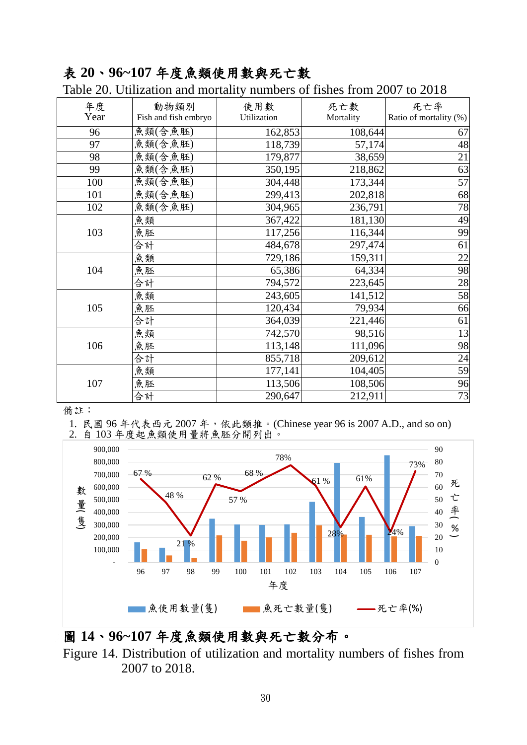## 表 20、96~107 年度魚類使用數與死亡數

Table 20. Utilization and mortality numbers of fishes from 2007 to 2018

| 年度 Year | 動物類別 Fish and fish embryo | 使用數 Utilization | 死亡數 Mortality | 死亡率 Ratio of mortality (%) |
|---|---|---|---|---|
| 96 | 魚類(含魚胚) | 162,853 | 108,644 | 67 |
| 97 | 魚類(含魚胚) | 118,739 | 57,174 | 48 |
| 98 | 魚類(含魚胚) | 179,877 | 38,659 | 21 |
| 99 | 魚類(含魚胚) | 350,195 | 218,862 | 63 |
| 100 | 魚類(含魚胚) | 304,448 | 173,344 | 57 |
| 101 | 魚類(含魚胚) | 299,413 | 202,818 | 68 |
| 102 | 魚類(含魚胚) | 304,965 | 236,791 | 78 |
| 103 | 魚類 | 367,422 | 181,130 | 49 |
| | 魚胚 | 117,256 | 116,344 | 99 |
| | 合計 | 484,678 | 297,474 | 61 |
| 104 | 魚類 | 729,186 | 159,311 | 22 |
| | 魚胚 | 65,386 | 64,334 | 98 |
| | 合計 | 794,572 | 223,645 | 28 |
| 105 | 魚類 | 243,605 | 141,512 | 58 |
| | 魚胚 | 120,434 | 79,934 | 66 |
| | 合計 | 364,039 | 221,446 | 61 |
| 106 | 魚類 | 742,570 | 98,516 | 13 |
| | 魚胚 | 113,148 | 111,096 | 98 |
| | 合計 | 855,718 | 209,612 | 24 |
| 107 | 魚類 | 177,141 | 104,405 | 59 |
| | 魚胚 | 113,506 | 108,506 | 96 |
| | 合計 | 290,647 | 212,911 | 73 |

備註：

1. 民國 96 年代表西元 2007 年，依此類推。(Chinese year 96 is 2007 A.D., and so on)
2. 自 103 年度起魚類使用量將魚胚分開列出。

數量(隻)
900,000
800,000
700,000
600,000
500,000
400,000
300,000
200,000
100,000
-

死亡率(%)
90
80
70
60
50
40
30
20
10
0

67 %
48 %
21 %
62 %
57 %
68 %
78%
61 %
28%
61%
24%
73%

96 97 98 99 100 101 102 103 104 105 106 107

年度

魚使用數量(隻) 魚死亡數量(隻) 死亡率(%)

## 圖 14、96~107 年度魚類使用數與死亡數分布。

Figure 14. Distribution of utilization and mortality numbers of fishes from 2007 to 2018.